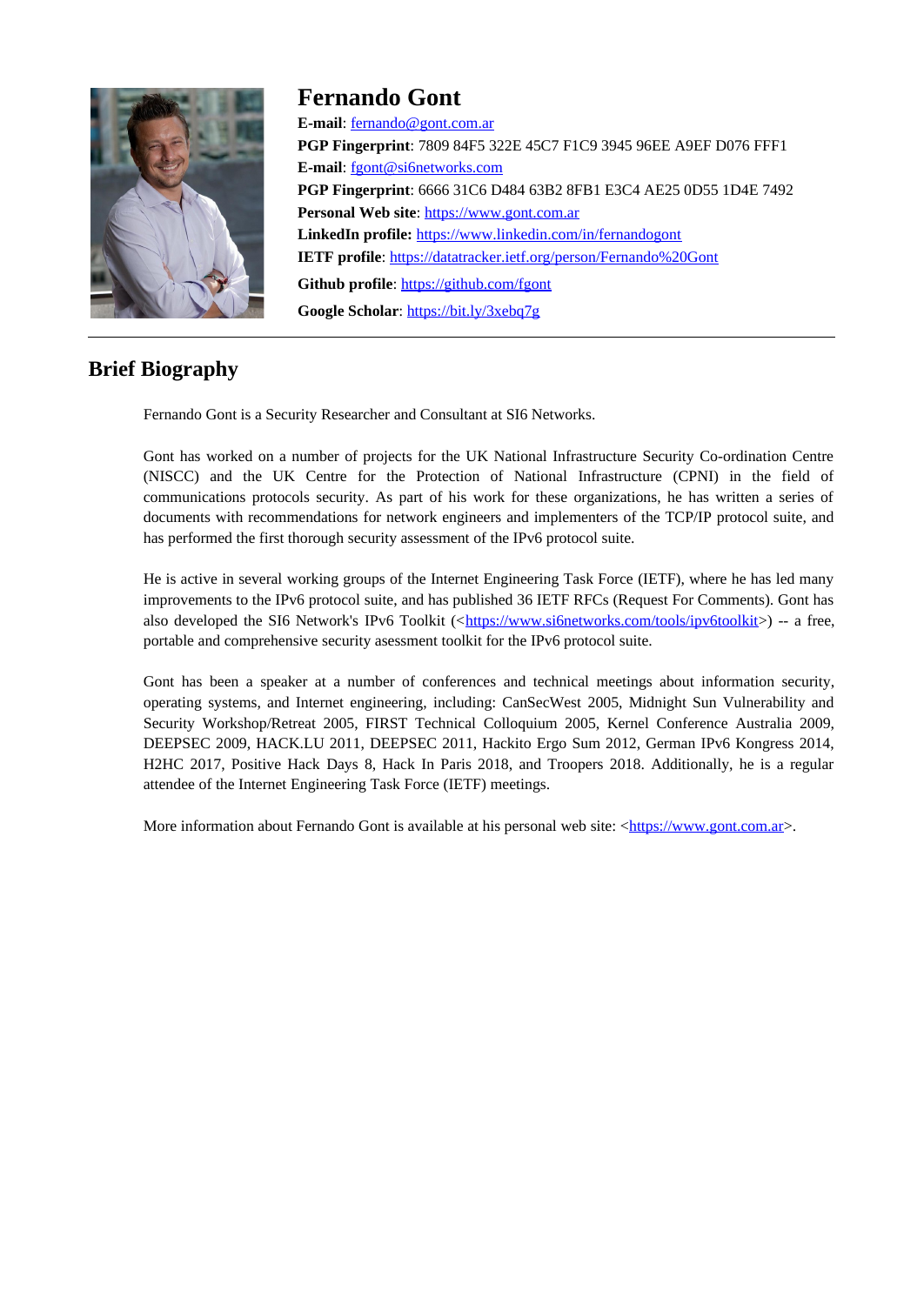# Fernando Gont

**E-mail**: fernando@gont.com.ar
**PGP Fingerprint**: 7809 84F5 322E 45C7 F1C9 3945 96EE A9EF D076 FFF1
**E-mail**: fgont@si6networks.com
**PGP Fingerprint**: 6666 31C6 D484 63B2 8FB1 E3C4 AE25 0D55 1D4E 7492
**Personal Web site**: https://www.gont.com.ar
**LinkedIn profile:** https://www.linkedin.com/in/fernandogont
**IETF profile**: https://datatracker.ietf.org/person/Fernando%20Gont
**Github profile**: https://github.com/fgont
**Google Scholar**: https://bit.ly/3xebq7g

---

## Brief Biography

Fernando Gont is a Security Researcher and Consultant at SI6 Networks.

Gont has worked on a number of projects for the UK National Infrastructure Security Co-ordination Centre (NISCC) and the UK Centre for the Protection of National Infrastructure (CPNI) in the field of communications protocols security. As part of his work for these organizations, he has written a series of documents with recommendations for network engineers and implementers of the TCP/IP protocol suite, and has performed the first thorough security assessment of the IPv6 protocol suite.

He is active in several working groups of the Internet Engineering Task Force (IETF), where he has led many improvements to the IPv6 protocol suite, and has published 36 IETF RFCs (Request For Comments). Gont has also developed the SI6 Network's IPv6 Toolkit (<https://www.si6networks.com/tools/ipv6toolkit>) -- a free, portable and comprehensive security assessment toolkit for the IPv6 protocol suite.

Gont has been a speaker at a number of conferences and technical meetings about information security, operating systems, and Internet engineering, including: CanSecWest 2005, Midnight Sun Vulnerability and Security Workshop/Retreat 2005, FIRST Technical Colloquium 2005, Kernel Conference Australia 2009, DEEPSEC 2009, HACK.LU 2011, DEEPSEC 2011, Hackito Ergo Sum 2012, German IPv6 Kongress 2014, H2HC 2017, Positive Hack Days 8, Hack In Paris 2018, and Troopers 2018. Additionally, he is a regular attendee of the Internet Engineering Task Force (IETF) meetings.

More information about Fernando Gont is available at his personal web site: <https://www.gont.com.ar>.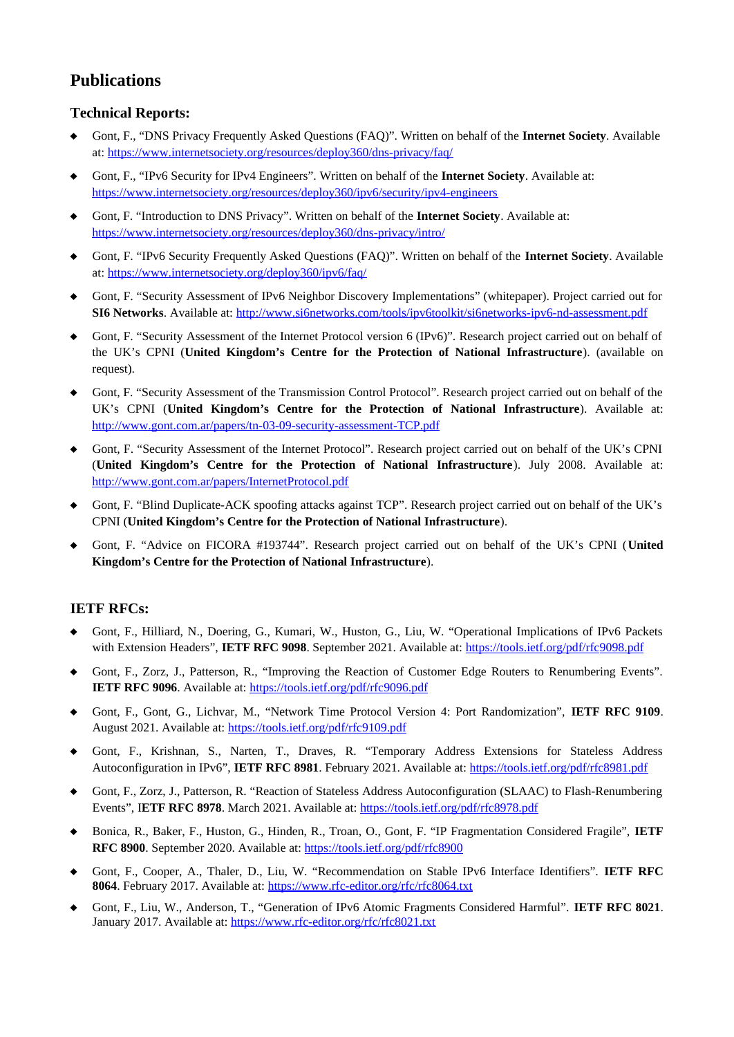# Publications

## Technical Reports:

- Gont, F., "DNS Privacy Frequently Asked Questions (FAQ)". Written on behalf of the **Internet Society**. Available at: https://www.internetsociety.org/resources/deploy360/dns-privacy/faq/
- Gont, F., "IPv6 Security for IPv4 Engineers". Written on behalf of the **Internet Society**. Available at: https://www.internetsociety.org/resources/deploy360/ipv6/security/ipv4-engineers
- Gont, F. "Introduction to DNS Privacy". Written on behalf of the **Internet Society**. Available at: https://www.internetsociety.org/resources/deploy360/dns-privacy/intro/
- Gont, F. "IPv6 Security Frequently Asked Questions (FAQ)". Written on behalf of the **Internet Society**. Available at: https://www.internetsociety.org/deploy360/ipv6/faq/
- Gont, F. "Security Assessment of IPv6 Neighbor Discovery Implementations" (whitepaper). Project carried out for **SI6 Networks**. Available at: http://www.si6networks.com/tools/ipv6toolkit/si6networks-ipv6-nd-assessment.pdf
- Gont, F. "Security Assessment of the Internet Protocol version 6 (IPv6)". Research project carried out on behalf of the UK's CPNI (**United Kingdom's Centre for the Protection of National Infrastructure**). (available on request).
- Gont, F. "Security Assessment of the Transmission Control Protocol". Research project carried out on behalf of the UK's CPNI (**United Kingdom's Centre for the Protection of National Infrastructure**). Available at: http://www.gont.com.ar/papers/tn-03-09-security-assessment-TCP.pdf
- Gont, F. "Security Assessment of the Internet Protocol". Research project carried out on behalf of the UK's CPNI (**United Kingdom's Centre for the Protection of National Infrastructure**). July 2008. Available at: http://www.gont.com.ar/papers/InternetProtocol.pdf
- Gont, F. "Blind Duplicate-ACK spoofing attacks against TCP". Research project carried out on behalf of the UK's CPNI (**United Kingdom's Centre for the Protection of National Infrastructure**).
- Gont, F. "Advice on FICORA #193744". Research project carried out on behalf of the UK's CPNI (**United Kingdom's Centre for the Protection of National Infrastructure**).

## IETF RFCs:

- Gont, F., Hilliard, N., Doering, G., Kumari, W., Huston, G., Liu, W. "Operational Implications of IPv6 Packets with Extension Headers", **IETF RFC 9098**. September 2021. Available at: https://tools.ietf.org/pdf/rfc9098.pdf
- Gont, F., Zorz, J., Patterson, R., "Improving the Reaction of Customer Edge Routers to Renumbering Events". **IETF RFC 9096**. Available at: https://tools.ietf.org/pdf/rfc9096.pdf
- Gont, F., Gont, G., Lichvar, M., "Network Time Protocol Version 4: Port Randomization", **IETF RFC 9109**. August 2021. Available at: https://tools.ietf.org/pdf/rfc9109.pdf
- Gont, F., Krishnan, S., Narten, T., Draves, R. "Temporary Address Extensions for Stateless Address Autoconfiguration in IPv6", **IETF RFC 8981**. February 2021. Available at: https://tools.ietf.org/pdf/rfc8981.pdf
- Gont, F., Zorz, J., Patterson, R. "Reaction of Stateless Address Autoconfiguration (SLAAC) to Flash-Renumbering Events", **IETF RFC 8978**. March 2021. Available at: https://tools.ietf.org/pdf/rfc8978.pdf
- Bonica, R., Baker, F., Huston, G., Hinden, R., Troan, O., Gont, F. "IP Fragmentation Considered Fragile", **IETF RFC 8900**. September 2020. Available at: https://tools.ietf.org/pdf/rfc8900
- Gont, F., Cooper, A., Thaler, D., Liu, W. "Recommendation on Stable IPv6 Interface Identifiers". **IETF RFC 8064**. February 2017. Available at: https://www.rfc-editor.org/rfc/rfc8064.txt
- Gont, F., Liu, W., Anderson, T., "Generation of IPv6 Atomic Fragments Considered Harmful". **IETF RFC 8021**. January 2017. Available at: https://www.rfc-editor.org/rfc/rfc8021.txt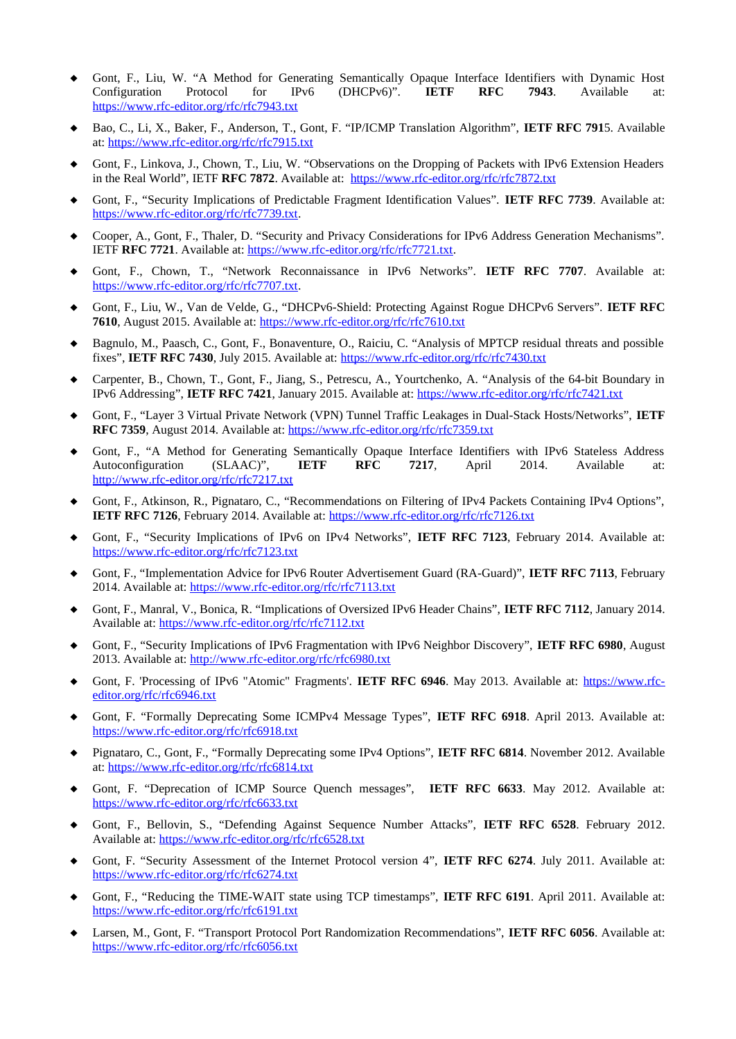- Gont, F., Liu, W. “A Method for Generating Semantically Opaque Interface Identifiers with Dynamic Host Configuration Protocol for IPv6 (DHCPv6)”. **IETF RFC 7943**. Available at: https://www.rfc-editor.org/rfc/rfc7943.txt

- Bao, C., Li, X., Baker, F., Anderson, T., Gont, F. “IP/ICMP Translation Algorithm”, **IETF RFC 791**5. Available at: https://www.rfc-editor.org/rfc/rfc7915.txt

- Gont, F., Linkova, J., Chown, T., Liu, W. “Observations on the Dropping of Packets with IPv6 Extension Headers in the Real World”, IETF **RFC 7872**. Available at: https://www.rfc-editor.org/rfc/rfc7872.txt

- Gont, F., “Security Implications of Predictable Fragment Identification Values”. **IETF RFC 7739**. Available at: https://www.rfc-editor.org/rfc/rfc7739.txt.

- Cooper, A., Gont, F., Thaler, D. “Security and Privacy Considerations for IPv6 Address Generation Mechanisms”. IETF **RFC 7721**. Available at: https://www.rfc-editor.org/rfc/rfc7721.txt.

- Gont, F., Chown, T., “Network Reconnaissance in IPv6 Networks”. **IETF RFC 7707**. Available at: https://www.rfc-editor.org/rfc/rfc7707.txt.

- Gont, F., Liu, W., Van de Velde, G., “DHCPv6-Shield: Protecting Against Rogue DHCPv6 Servers”. **IETF RFC 7610**, August 2015. Available at: https://www.rfc-editor.org/rfc/rfc7610.txt

- Bagnulo, M., Paasch, C., Gont, F., Bonaventure, O., Raiciu, C. “Analysis of MPTCP residual threats and possible fixes”, **IETF RFC 7430**, July 2015. Available at: https://www.rfc-editor.org/rfc/rfc7430.txt

- Carpenter, B., Chown, T., Gont, F., Jiang, S., Petrescu, A., Yourtchenko, A. “Analysis of the 64-bit Boundary in IPv6 Addressing”, **IETF RFC 7421**, January 2015. Available at: https://www.rfc-editor.org/rfc/rfc7421.txt

- Gont, F., “Layer 3 Virtual Private Network (VPN) Tunnel Traffic Leakages in Dual-Stack Hosts/Networks”, **IETF RFC 7359**, August 2014. Available at: https://www.rfc-editor.org/rfc/rfc7359.txt

- Gont, F., “A Method for Generating Semantically Opaque Interface Identifiers with IPv6 Stateless Address Autoconfiguration (SLAAC)”, **IETF RFC 7217**, April 2014. Available at: http://www.rfc-editor.org/rfc/rfc7217.txt

- Gont, F., Atkinson, R., Pignataro, C., “Recommendations on Filtering of IPv4 Packets Containing IPv4 Options”, **IETF RFC 7126**, February 2014. Available at: https://www.rfc-editor.org/rfc/rfc7126.txt

- Gont, F., “Security Implications of IPv6 on IPv4 Networks”, **IETF RFC 7123**, February 2014. Available at: https://www.rfc-editor.org/rfc/rfc7123.txt

- Gont, F., “Implementation Advice for IPv6 Router Advertisement Guard (RA-Guard)”, **IETF RFC 7113**, February 2014. Available at: https://www.rfc-editor.org/rfc/rfc7113.txt

- Gont, F., Manral, V., Bonica, R. “Implications of Oversized IPv6 Header Chains”, **IETF RFC 7112**, January 2014. Available at: https://www.rfc-editor.org/rfc/rfc7112.txt

- Gont, F., “Security Implications of IPv6 Fragmentation with IPv6 Neighbor Discovery”, **IETF RFC 6980**, August 2013. Available at: http://www.rfc-editor.org/rfc/rfc6980.txt

- Gont, F. 'Processing of IPv6 "Atomic" Fragments'. **IETF RFC 6946**. May 2013. Available at: https://www.rfc-editor.org/rfc/rfc6946.txt

- Gont, F. “Formally Deprecating Some ICMPv4 Message Types”, **IETF RFC 6918**. April 2013. Available at: https://www.rfc-editor.org/rfc/rfc6918.txt

- Pignataro, C., Gont, F., “Formally Deprecating some IPv4 Options”, **IETF RFC 6814**. November 2012. Available at: https://www.rfc-editor.org/rfc/rfc6814.txt

- Gont, F. “Deprecation of ICMP Source Quench messages”, **IETF RFC 6633**. May 2012. Available at: https://www.rfc-editor.org/rfc/rfc6633.txt

- Gont, F., Bellovin, S., “Defending Against Sequence Number Attacks”, **IETF RFC 6528**. February 2012. Available at: https://www.rfc-editor.org/rfc/rfc6528.txt

- Gont, F. “Security Assessment of the Internet Protocol version 4”, **IETF RFC 6274**. July 2011. Available at: https://www.rfc-editor.org/rfc/rfc6274.txt

- Gont, F., “Reducing the TIME-WAIT state using TCP timestamps”, **IETF RFC 6191**. April 2011. Available at: https://www.rfc-editor.org/rfc/rfc6191.txt

- Larsen, M., Gont, F. “Transport Protocol Port Randomization Recommendations”, **IETF RFC 6056**. Available at: https://www.rfc-editor.org/rfc/rfc6056.txt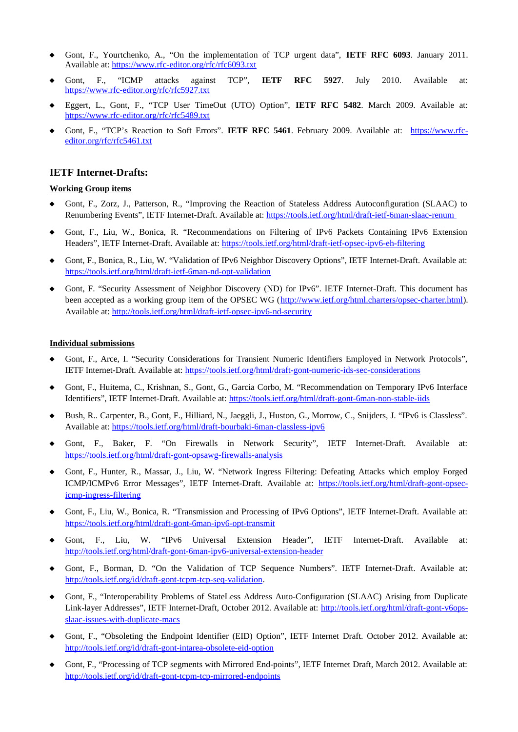- Gont, F., Yourtchenko, A., "On the implementation of TCP urgent data", **IETF RFC 6093**. January 2011. Available at: https://www.rfc-editor.org/rfc/rfc6093.txt
- Gont, F., "ICMP attacks against TCP", **IETF RFC 5927**. July 2010. Available at: https://www.rfc-editor.org/rfc/rfc5927.txt
- Eggert, L., Gont, F., "TCP User TimeOut (UTO) Option", **IETF RFC 5482**. March 2009. Available at: https://www.rfc-editor.org/rfc/rfc5489.txt
- Gont, F., "TCP's Reaction to Soft Errors". **IETF RFC 5461**. February 2009. Available at: https://www.rfc-editor.org/rfc/rfc5461.txt

## IETF Internet-Drafts:

### Working Group items

- Gont, F., Zorz, J., Patterson, R., "Improving the Reaction of Stateless Address Autoconfiguration (SLAAC) to Renumbering Events", IETF Internet-Draft. Available at: https://tools.ietf.org/html/draft-ietf-6man-slaac-renum
- Gont, F., Liu, W., Bonica, R. "Recommendations on Filtering of IPv6 Packets Containing IPv6 Extension Headers", IETF Internet-Draft. Available at: https://tools.ietf.org/html/draft-ietf-opsec-ipv6-eh-filtering
- Gont, F., Bonica, R., Liu, W. "Validation of IPv6 Neighbor Discovery Options", IETF Internet-Draft. Available at: https://tools.ietf.org/html/draft-ietf-6man-nd-opt-validation
- Gont, F. "Security Assessment of Neighbor Discovery (ND) for IPv6". IETF Internet-Draft. This document has been accepted as a working group item of the OPSEC WG (http://www.ietf.org/html.charters/opsec-charter.html). Available at: http://tools.ietf.org/html/draft-ietf-opsec-ipv6-nd-security

### Individual submissions

- Gont, F., Arce, I. "Security Considerations for Transient Numeric Identifiers Employed in Network Protocols", IETF Internet-Draft. Available at: https://tools.ietf.org/html/draft-gont-numeric-ids-sec-considerations
- Gont, F., Huitema, C., Krishnan, S., Gont, G., Garcia Corbo, M. "Recommendation on Temporary IPv6 Interface Identifiers", IETF Internet-Draft. Available at: https://tools.ietf.org/html/draft-gont-6man-non-stable-iids
- Bush, R.. Carpenter, B., Gont, F., Hilliard, N., Jaeggli, J., Huston, G., Morrow, C., Snijders, J. "IPv6 is Classless". Available at: https://tools.ietf.org/html/draft-bourbaki-6man-classless-ipv6
- Gont, F., Baker, F. "On Firewalls in Network Security", IETF Internet-Draft. Available at: https://tools.ietf.org/html/draft-gont-opsawg-firewalls-analysis
- Gont, F., Hunter, R., Massar, J., Liu, W. "Network Ingress Filtering: Defeating Attacks which employ Forged ICMP/ICMPv6 Error Messages", IETF Internet-Draft. Available at: https://tools.ietf.org/html/draft-gont-opsec-icmp-ingress-filtering
- Gont, F., Liu, W., Bonica, R. "Transmission and Processing of IPv6 Options", IETF Internet-Draft. Available at: https://tools.ietf.org/html/draft-gont-6man-ipv6-opt-transmit
- Gont, F., Liu, W. "IPv6 Universal Extension Header", IETF Internet-Draft. Available at: http://tools.ietf.org/html/draft-gont-6man-ipv6-universal-extension-header
- Gont, F., Borman, D. "On the Validation of TCP Sequence Numbers". IETF Internet-Draft. Available at: http://tools.ietf.org/id/draft-gont-tcpm-tcp-seq-validation.
- Gont, F., "Interoperability Problems of StateLess Address Auto-Configuration (SLAAC) Arising from Duplicate Link-layer Addresses", IETF Internet-Draft, October 2012. Available at: http://tools.ietf.org/html/draft-gont-v6ops-slaac-issues-with-duplicate-macs
- Gont, F., "Obsoleting the Endpoint Identifier (EID) Option", IETF Internet Draft. October 2012. Available at: http://tools.ietf.org/id/draft-gont-intarea-obsolete-eid-option
- Gont, F., "Processing of TCP segments with Mirrored End-points", IETF Internet Draft, March 2012. Available at: http://tools.ietf.org/id/draft-gont-tcpm-tcp-mirrored-endpoints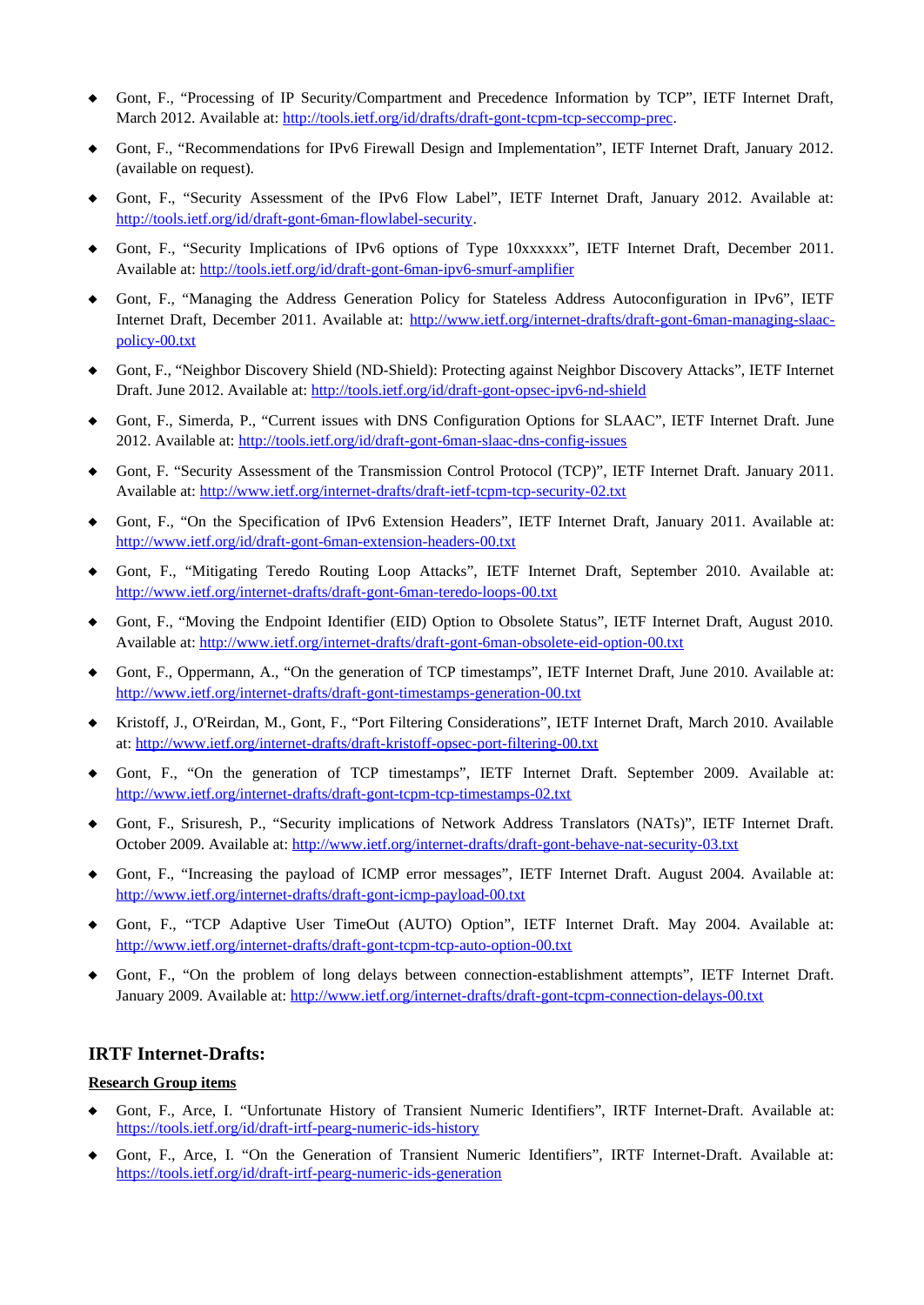- Gont, F., "Processing of IP Security/Compartment and Precedence Information by TCP", IETF Internet Draft, March 2012. Available at: [http://tools.ietf.org/id/drafts/draft-gont-tcpm-tcp-seccomp-prec](http://tools.ietf.org/id/drafts/draft-gont-tcpm-tcp-seccomp-prec).

- Gont, F., "Recommendations for IPv6 Firewall Design and Implementation", IETF Internet Draft, January 2012. (available on request).

- Gont, F., "Security Assessment of the IPv6 Flow Label", IETF Internet Draft, January 2012. Available at: [http://tools.ietf.org/id/draft-gont-6man-flowlabel-security](http://tools.ietf.org/id/draft-gont-6man-flowlabel-security).

- Gont, F., "Security Implications of IPv6 options of Type 10xxxxxx", IETF Internet Draft, December 2011. Available at: [http://tools.ietf.org/id/draft-gont-6man-ipv6-smurf-amplifier](http://tools.ietf.org/id/draft-gont-6man-ipv6-smurf-amplifier)

- Gont, F., "Managing the Address Generation Policy for Stateless Address Autoconfiguration in IPv6", IETF Internet Draft, December 2011. Available at: [http://www.ietf.org/internet-drafts/draft-gont-6man-managing-slaac-policy-00.txt](http://www.ietf.org/internet-drafts/draft-gont-6man-managing-slaac-policy-00.txt)

- Gont, F., "Neighbor Discovery Shield (ND-Shield): Protecting against Neighbor Discovery Attacks", IETF Internet Draft. June 2012. Available at: [http://tools.ietf.org/id/draft-gont-opsec-ipv6-nd-shield](http://tools.ietf.org/id/draft-gont-opsec-ipv6-nd-shield)

- Gont, F., Simerda, P., "Current issues with DNS Configuration Options for SLAAC", IETF Internet Draft. June 2012. Available at: [http://tools.ietf.org/id/draft-gont-6man-slaac-dns-config-issues](http://tools.ietf.org/id/draft-gont-6man-slaac-dns-config-issues)

- Gont, F. "Security Assessment of the Transmission Control Protocol (TCP)", IETF Internet Draft. January 2011. Available at: [http://www.ietf.org/internet-drafts/draft-ietf-tcpm-tcp-security-02.txt](http://www.ietf.org/internet-drafts/draft-ietf-tcpm-tcp-security-02.txt)

- Gont, F., "On the Specification of IPv6 Extension Headers", IETF Internet Draft, January 2011. Available at: [http://www.ietf.org/id/draft-gont-6man-extension-headers-00.txt](http://www.ietf.org/id/draft-gont-6man-extension-headers-00.txt)

- Gont, F., "Mitigating Teredo Routing Loop Attacks", IETF Internet Draft, September 2010. Available at: [http://www.ietf.org/internet-drafts/draft-gont-6man-teredo-loops-00.txt](http://www.ietf.org/internet-drafts/draft-gont-6man-teredo-loops-00.txt)

- Gont, F., "Moving the Endpoint Identifier (EID) Option to Obsolete Status", IETF Internet Draft, August 2010. Available at: [http://www.ietf.org/internet-drafts/draft-gont-6man-obsolete-eid-option-00.txt](http://www.ietf.org/internet-drafts/draft-gont-6man-obsolete-eid-option-00.txt)

- Gont, F., Oppermann, A., "On the generation of TCP timestamps", IETF Internet Draft, June 2010. Available at: [http://www.ietf.org/internet-drafts/draft-gont-timestamps-generation-00.txt](http://www.ietf.org/internet-drafts/draft-gont-timestamps-generation-00.txt)

- Kristoff, J., O'Reirdan, M., Gont, F., "Port Filtering Considerations", IETF Internet Draft, March 2010. Available at: [http://www.ietf.org/internet-drafts/draft-kristoff-opsec-port-filtering-00.txt](http://www.ietf.org/internet-drafts/draft-kristoff-opsec-port-filtering-00.txt)

- Gont, F., "On the generation of TCP timestamps", IETF Internet Draft. September 2009. Available at: [http://www.ietf.org/internet-drafts/draft-gont-tcpm-tcp-timestamps-02.txt](http://www.ietf.org/internet-drafts/draft-gont-tcpm-tcp-timestamps-02.txt)

- Gont, F., Srisuresh, P., "Security implications of Network Address Translators (NATs)", IETF Internet Draft. October 2009. Available at: [http://www.ietf.org/internet-drafts/draft-gont-behave-nat-security-03.txt](http://www.ietf.org/internet-drafts/draft-gont-behave-nat-security-03.txt)

- Gont, F., "Increasing the payload of ICMP error messages", IETF Internet Draft. August 2004. Available at: [http://www.ietf.org/internet-drafts/draft-gont-icmp-payload-00.txt](http://www.ietf.org/internet-drafts/draft-gont-icmp-payload-00.txt)

- Gont, F., "TCP Adaptive User TimeOut (AUTO) Option", IETF Internet Draft. May 2004. Available at: [http://www.ietf.org/internet-drafts/draft-gont-tcpm-tcp-auto-option-00.txt](http://www.ietf.org/internet-drafts/draft-gont-tcpm-tcp-auto-option-00.txt)

- Gont, F., "On the problem of long delays between connection-establishment attempts", IETF Internet Draft. January 2009. Available at: [http://www.ietf.org/internet-drafts/draft-gont-tcpm-connection-delays-00.txt](http://www.ietf.org/internet-drafts/draft-gont-tcpm-connection-delays-00.txt)

## IRTF Internet-Drafts:

**Research Group items**

- Gont, F., Arce, I. "Unfortunate History of Transient Numeric Identifiers", IRTF Internet-Draft. Available at: [https://tools.ietf.org/id/draft-irtf-pearg-numeric-ids-history](https://tools.ietf.org/id/draft-irtf-pearg-numeric-ids-history)

- Gont, F., Arce, I. "On the Generation of Transient Numeric Identifiers", IRTF Internet-Draft. Available at: [https://tools.ietf.org/id/draft-irtf-pearg-numeric-ids-generation](https://tools.ietf.org/id/draft-irtf-pearg-numeric-ids-generation)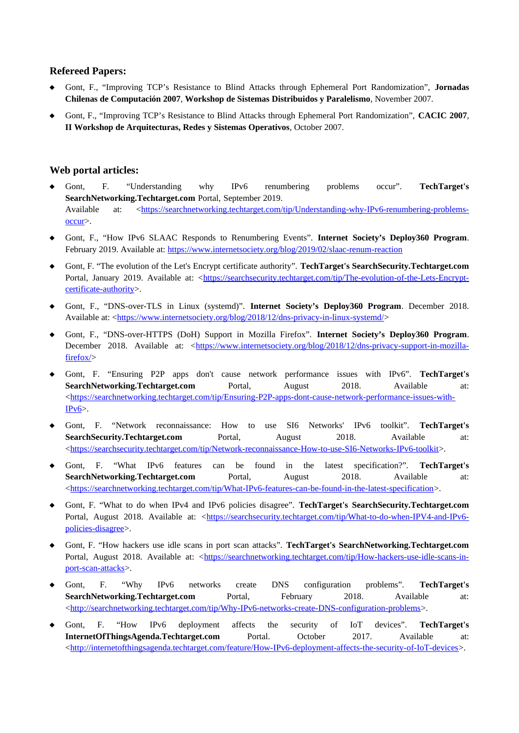## Refereed Papers:

- Gont, F., "Improving TCP's Resistance to Blind Attacks through Ephemeral Port Randomization", **Jornadas Chilenas de Computación 2007**, **Workshop de Sistemas Distribuidos y Paralelismo**, November 2007.
- Gont, F., "Improving TCP's Resistance to Blind Attacks through Ephemeral Port Randomization", **CACIC 2007**, **II Workshop de Arquitecturas, Redes y Sistemas Operativos**, October 2007.

## Web portal articles:

- Gont, F. "Understanding why IPv6 renumbering problems occur". **TechTarget's SearchNetworking.Techtarget.com** Portal, September 2019. Available at: <https://searchnetworking.techtarget.com/tip/Understanding-why-IPv6-renumbering-problems-occur>.
- Gont, F., "How IPv6 SLAAC Responds to Renumbering Events". **Internet Society's Deploy360 Program**. February 2019. Available at: https://www.internetsociety.org/blog/2019/02/slaac-renum-reaction
- Gont, F. "The evolution of the Let's Encrypt certificate authority". **TechTarget's SearchSecurity.Techtarget.com** Portal, January 2019. Available at: <https://searchsecurity.techtarget.com/tip/The-evolution-of-the-Lets-Encrypt-certificate-authority>.
- Gont, F., "DNS-over-TLS in Linux (systemd)". **Internet Society's Deploy360 Program**. December 2018. Available at: <https://www.internetsociety.org/blog/2018/12/dns-privacy-in-linux-systemd/>
- Gont, F., "DNS-over-HTTPS (DoH) Support in Mozilla Firefox". **Internet Society's Deploy360 Program**. December 2018. Available at: <https://www.internetsociety.org/blog/2018/12/dns-privacy-support-in-mozilla-firefox/>
- Gont, F. "Ensuring P2P apps don't cause network performance issues with IPv6". **TechTarget's SearchNetworking.Techtarget.com** Portal, August 2018. Available at: <https://searchnetworking.techtarget.com/tip/Ensuring-P2P-apps-dont-cause-network-performance-issues-with-IPv6>.
- Gont, F. "Network reconnaissance: How to use SI6 Networks' IPv6 toolkit". **TechTarget's SearchSecurity.Techtarget.com** Portal, August 2018. Available at: <https://searchsecurity.techtarget.com/tip/Network-reconnaissance-How-to-use-SI6-Networks-IPv6-toolkit>.
- Gont, F. "What IPv6 features can be found in the latest specification?". **TechTarget's SearchNetworking.Techtarget.com** Portal, August 2018. Available at: <https://searchnetworking.techtarget.com/tip/What-IPv6-features-can-be-found-in-the-latest-specification>.
- Gont, F. "What to do when IPv4 and IPv6 policies disagree". **TechTarget's SearchSecurity.Techtarget.com** Portal, August 2018. Available at: <https://searchsecurity.techtarget.com/tip/What-to-do-when-IPV4-and-IPv6-policies-disagree>.
- Gont, F. "How hackers use idle scans in port scan attacks". **TechTarget's SearchNetworking.Techtarget.com** Portal, August 2018. Available at: <https://searchnetworking.techtarget.com/tip/How-hackers-use-idle-scans-in-port-scan-attacks>.
- Gont, F. "Why IPv6 networks create DNS configuration problems". **TechTarget's SearchNetworking.Techtarget.com** Portal, February 2018. Available at: <http://searchnetworking.techtarget.com/tip/Why-IPv6-networks-create-DNS-configuration-problems>.
- Gont, F. "How IPv6 deployment affects the security of IoT devices". **TechTarget's InternetOfThingsAgenda.Techtarget.com** Portal. October 2017. Available at: <http://internetofthingsagenda.techtarget.com/feature/How-IPv6-deployment-affects-the-security-of-IoT-devices>.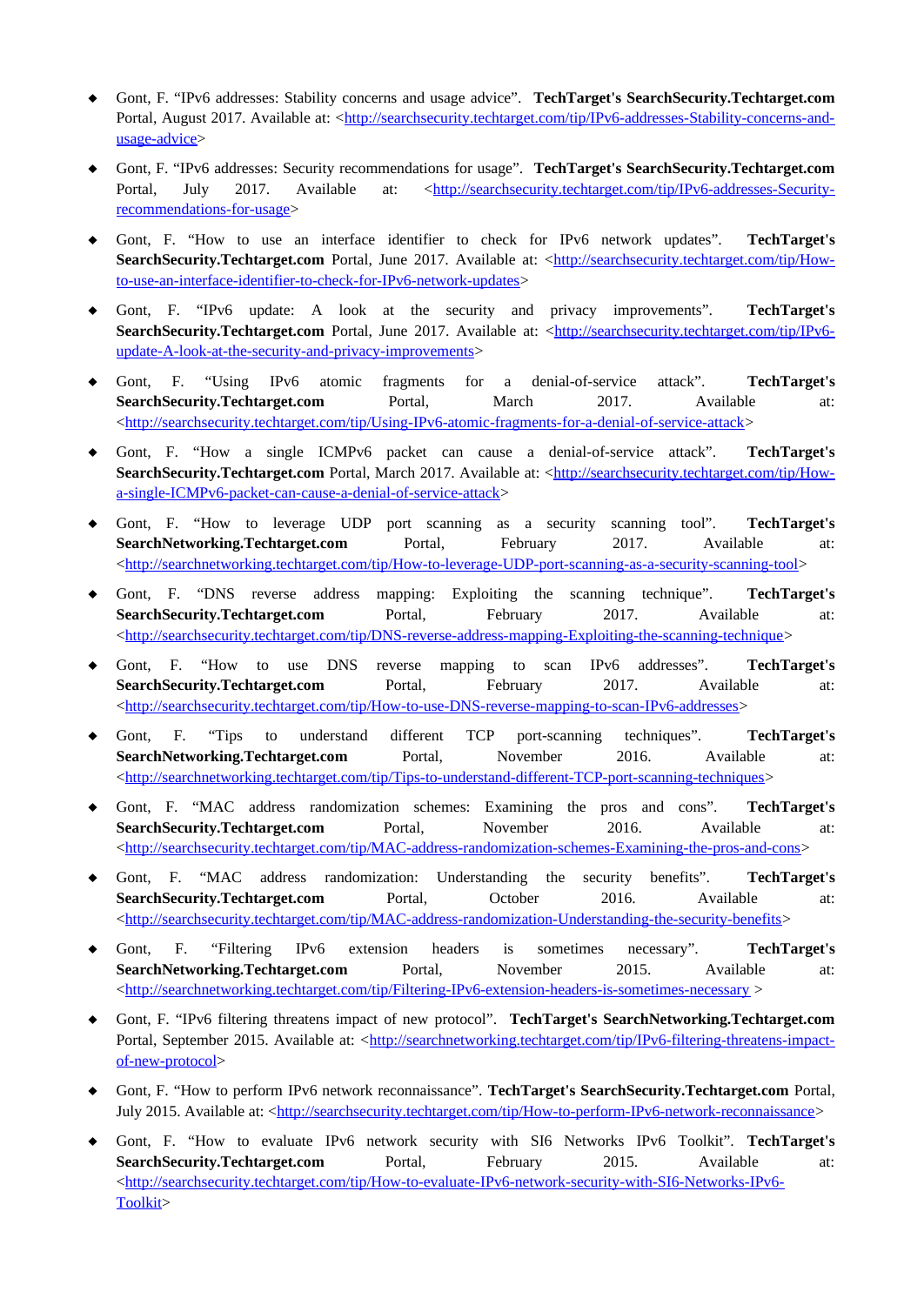- Gont, F. “IPv6 addresses: Stability concerns and usage advice”. **TechTarget's SearchSecurity.Techtarget.com** Portal, August 2017. Available at: <http://searchsecurity.techtarget.com/tip/IPv6-addresses-Stability-concerns-and-usage-advice>

- Gont, F. “IPv6 addresses: Security recommendations for usage”. **TechTarget's SearchSecurity.Techtarget.com** Portal, July 2017. Available at: <http://searchsecurity.techtarget.com/tip/IPv6-addresses-Security-recommendations-for-usage>

- Gont, F. “How to use an interface identifier to check for IPv6 network updates”. **TechTarget's SearchSecurity.Techtarget.com** Portal, June 2017. Available at: <http://searchsecurity.techtarget.com/tip/How-to-use-an-interface-identifier-to-check-for-IPv6-network-updates>

- Gont, F. “IPv6 update: A look at the security and privacy improvements”. **TechTarget's SearchSecurity.Techtarget.com** Portal, June 2017. Available at: <http://searchsecurity.techtarget.com/tip/IPv6-update-A-look-at-the-security-and-privacy-improvements>

- Gont, F. “Using IPv6 atomic fragments for a denial-of-service attack”. **TechTarget's SearchSecurity.Techtarget.com** Portal, March 2017. Available at: <http://searchsecurity.techtarget.com/tip/Using-IPv6-atomic-fragments-for-a-denial-of-service-attack>

- Gont, F. “How a single ICMPv6 packet can cause a denial-of-service attack”. **TechTarget's SearchSecurity.Techtarget.com** Portal, March 2017. Available at: <http://searchsecurity.techtarget.com/tip/How-a-single-ICMPv6-packet-can-cause-a-denial-of-service-attack>

- Gont, F. “How to leverage UDP port scanning as a security scanning tool”. **TechTarget's SearchNetworking.Techtarget.com** Portal, February 2017. Available at: <http://searchnetworking.techtarget.com/tip/How-to-leverage-UDP-port-scanning-as-a-security-scanning-tool>

- Gont, F. “DNS reverse address mapping: Exploiting the scanning technique”. **TechTarget's SearchSecurity.Techtarget.com** Portal, February 2017. Available at: <http://searchsecurity.techtarget.com/tip/DNS-reverse-address-mapping-Exploiting-the-scanning-technique>

- Gont, F. “How to use DNS reverse mapping to scan IPv6 addresses”. **TechTarget's SearchSecurity.Techtarget.com** Portal, February 2017. Available at: <http://searchsecurity.techtarget.com/tip/How-to-use-DNS-reverse-mapping-to-scan-IPv6-addresses>

- Gont, F. “Tips to understand different TCP port-scanning techniques”. **TechTarget's SearchNetworking.Techtarget.com** Portal, November 2016. Available at: <http://searchnetworking.techtarget.com/tip/Tips-to-understand-different-TCP-port-scanning-techniques>

- Gont, F. “MAC address randomization schemes: Examining the pros and cons”. **TechTarget's SearchSecurity.Techtarget.com** Portal, November 2016. Available at: <http://searchsecurity.techtarget.com/tip/MAC-address-randomization-schemes-Examining-the-pros-and-cons>

- Gont, F. “MAC address randomization: Understanding the security benefits”. **TechTarget's SearchSecurity.Techtarget.com** Portal, October 2016. Available at: <http://searchsecurity.techtarget.com/tip/MAC-address-randomization-Understanding-the-security-benefits>

- Gont, F. “Filtering IPv6 extension headers is sometimes necessary”. **TechTarget's SearchNetworking.Techtarget.com** Portal, November 2015. Available at: <http://searchnetworking.techtarget.com/tip/Filtering-IPv6-extension-headers-is-sometimes-necessary >

- Gont, F. “IPv6 filtering threatens impact of new protocol”. **TechTarget's SearchNetworking.Techtarget.com** Portal, September 2015. Available at: <http://searchnetworking.techtarget.com/tip/IPv6-filtering-threatens-impact-of-new-protocol>

- Gont, F. “How to perform IPv6 network reconnaissance”. **TechTarget's SearchSecurity.Techtarget.com** Portal, July 2015. Available at: <http://searchsecurity.techtarget.com/tip/How-to-perform-IPv6-network-reconnaissance>

- Gont, F. “How to evaluate IPv6 network security with SI6 Networks IPv6 Toolkit”. **TechTarget's SearchSecurity.Techtarget.com** Portal, February 2015. Available at: <http://searchsecurity.techtarget.com/tip/How-to-evaluate-IPv6-network-security-with-SI6-Networks-IPv6-Toolkit>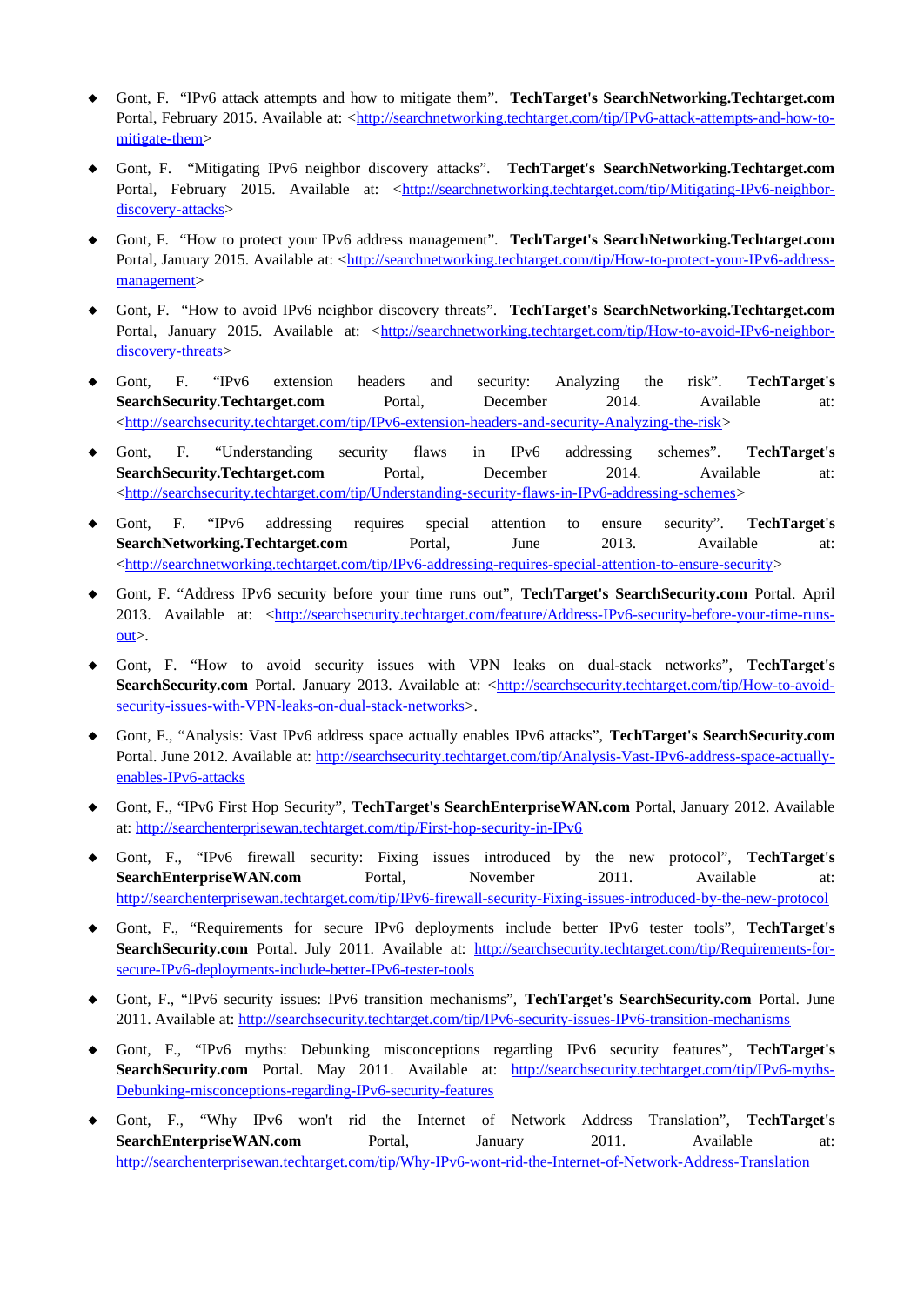- Gont, F. "IPv6 attack attempts and how to mitigate them". **TechTarget's SearchNetworking.Techtarget.com** Portal, February 2015. Available at: <http://searchnetworking.techtarget.com/tip/IPv6-attack-attempts-and-how-to-mitigate-them>

- Gont, F. "Mitigating IPv6 neighbor discovery attacks". **TechTarget's SearchNetworking.Techtarget.com** Portal, February 2015. Available at: <http://searchnetworking.techtarget.com/tip/Mitigating-IPv6-neighbor-discovery-attacks>

- Gont, F. "How to protect your IPv6 address management". **TechTarget's SearchNetworking.Techtarget.com** Portal, January 2015. Available at: <http://searchnetworking.techtarget.com/tip/How-to-protect-your-IPv6-address-management>

- Gont, F. "How to avoid IPv6 neighbor discovery threats". **TechTarget's SearchNetworking.Techtarget.com** Portal, January 2015. Available at: <http://searchnetworking.techtarget.com/tip/How-to-avoid-IPv6-neighbor-discovery-threats>

- Gont, F. "IPv6 extension headers and security: Analyzing the risk". **TechTarget's SearchSecurity.Techtarget.com** Portal, December 2014. Available at: <http://searchsecurity.techtarget.com/tip/IPv6-extension-headers-and-security-Analyzing-the-risk>

- Gont, F. "Understanding security flaws in IPv6 addressing schemes". **TechTarget's SearchSecurity.Techtarget.com** Portal, December 2014. Available at: <http://searchsecurity.techtarget.com/tip/Understanding-security-flaws-in-IPv6-addressing-schemes>

- Gont, F. "IPv6 addressing requires special attention to ensure security". **TechTarget's SearchNetworking.Techtarget.com** Portal, June 2013. Available at: <http://searchnetworking.techtarget.com/tip/IPv6-addressing-requires-special-attention-to-ensure-security>

- Gont, F. "Address IPv6 security before your time runs out", **TechTarget's SearchSecurity.com** Portal. April 2013. Available at: <http://searchsecurity.techtarget.com/feature/Address-IPv6-security-before-your-time-runs-out>.

- Gont, F. "How to avoid security issues with VPN leaks on dual-stack networks", **TechTarget's SearchSecurity.com** Portal. January 2013. Available at: <http://searchsecurity.techtarget.com/tip/How-to-avoid-security-issues-with-VPN-leaks-on-dual-stack-networks>.

- Gont, F., "Analysis: Vast IPv6 address space actually enables IPv6 attacks", **TechTarget's SearchSecurity.com** Portal. June 2012. Available at: http://searchsecurity.techtarget.com/tip/Analysis-Vast-IPv6-address-space-actually-enables-IPv6-attacks

- Gont, F., "IPv6 First Hop Security", **TechTarget's SearchEnterpriseWAN.com** Portal, January 2012. Available at: http://searchenterprisewan.techtarget.com/tip/First-hop-security-in-IPv6

- Gont, F., "IPv6 firewall security: Fixing issues introduced by the new protocol", **TechTarget's SearchEnterpriseWAN.com** Portal, November 2011. Available at: http://searchenterprisewan.techtarget.com/tip/IPv6-firewall-security-Fixing-issues-introduced-by-the-new-protocol

- Gont, F., "Requirements for secure IPv6 deployments include better IPv6 tester tools", **TechTarget's SearchSecurity.com** Portal. July 2011. Available at: http://searchsecurity.techtarget.com/tip/Requirements-for-secure-IPv6-deployments-include-better-IPv6-tester-tools

- Gont, F., "IPv6 security issues: IPv6 transition mechanisms", **TechTarget's SearchSecurity.com** Portal. June 2011. Available at: http://searchsecurity.techtarget.com/tip/IPv6-security-issues-IPv6-transition-mechanisms

- Gont, F., "IPv6 myths: Debunking misconceptions regarding IPv6 security features", **TechTarget's SearchSecurity.com** Portal. May 2011. Available at: http://searchsecurity.techtarget.com/tip/IPv6-myths-Debunking-misconceptions-regarding-IPv6-security-features

- Gont, F., "Why IPv6 won't rid the Internet of Network Address Translation", **TechTarget's SearchEnterpriseWAN.com** Portal, January 2011. Available at: http://searchenterprisewan.techtarget.com/tip/Why-IPv6-wont-rid-the-Internet-of-Network-Address-Translation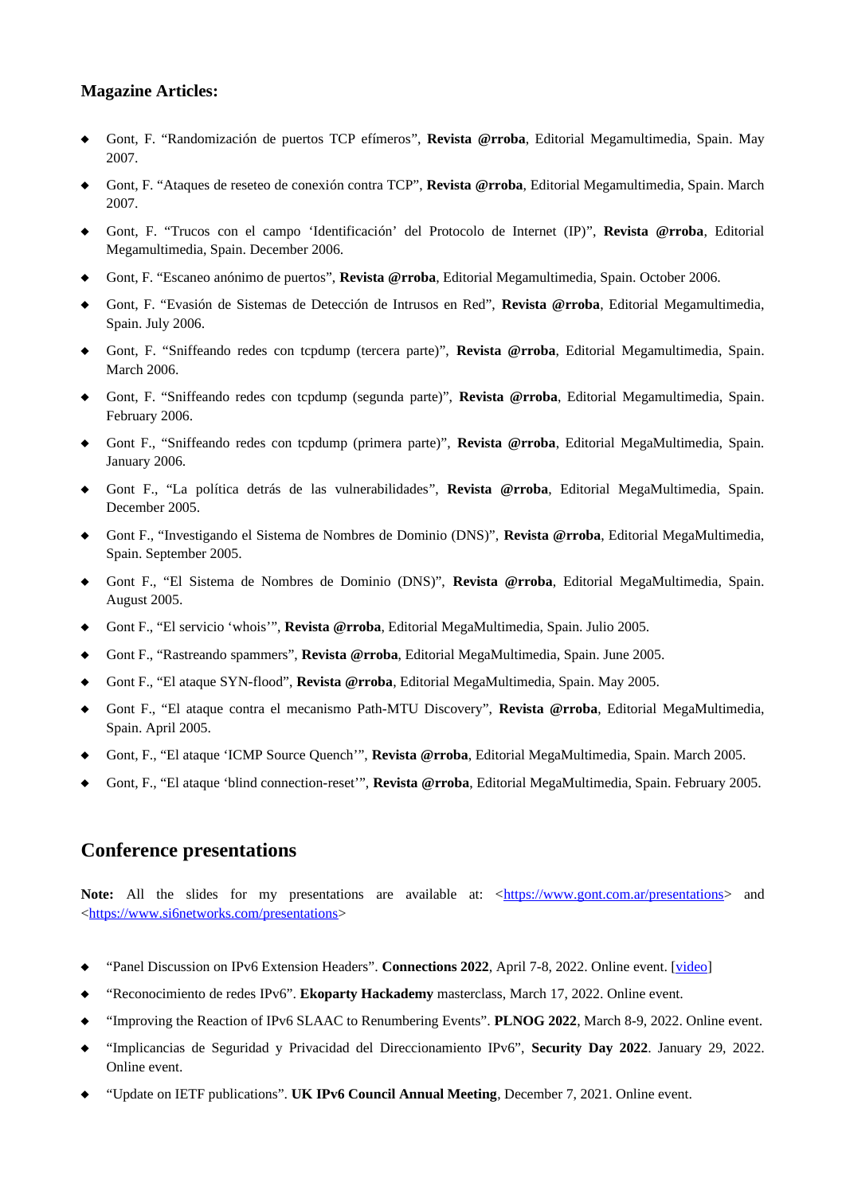### Magazine Articles:

- Gont, F. “Randomización de puertos TCP efímeros”, **Revista @rroba**, Editorial Megamultimedia, Spain. May 2007.
- Gont, F. “Ataques de reseteo de conexión contra TCP”, **Revista @rroba**, Editorial Megamultimedia, Spain. March 2007.
- Gont, F. “Trucos con el campo ‘Identificación’ del Protocolo de Internet (IP)”, **Revista @rroba**, Editorial Megamultimedia, Spain. December 2006.
- Gont, F. “Escaneo anónimo de puertos”, **Revista @rroba**, Editorial Megamultimedia, Spain. October 2006.
- Gont, F. “Evasión de Sistemas de Detección de Intrusos en Red”, **Revista @rroba**, Editorial Megamultimedia, Spain. July 2006.
- Gont, F. “Sniffeando redes con tcpdump (tercera parte)”, **Revista @rroba**, Editorial Megamultimedia, Spain. March 2006.
- Gont, F. “Sniffeando redes con tcpdump (segunda parte)”, **Revista @rroba**, Editorial Megamultimedia, Spain. February 2006.
- Gont F., “Sniffeando redes con tcpdump (primera parte)”, **Revista @rroba**, Editorial MegaMultimedia, Spain. January 2006.
- Gont F., “La política detrás de las vulnerabilidades”, **Revista @rroba**, Editorial MegaMultimedia, Spain. December 2005.
- Gont F., “Investigando el Sistema de Nombres de Dominio (DNS)”, **Revista @rroba**, Editorial MegaMultimedia, Spain. September 2005.
- Gont F., “El Sistema de Nombres de Dominio (DNS)”, **Revista @rroba**, Editorial MegaMultimedia, Spain. August 2005.
- Gont F., “El servicio ‘whois’”, **Revista @rroba**, Editorial MegaMultimedia, Spain. Julio 2005.
- Gont F., “Rastreando spammers”, **Revista @rroba**, Editorial MegaMultimedia, Spain. June 2005.
- Gont F., “El ataque SYN-flood”, **Revista @rroba**, Editorial MegaMultimedia, Spain. May 2005.
- Gont F., “El ataque contra el mecanismo Path-MTU Discovery”, **Revista @rroba**, Editorial MegaMultimedia, Spain. April 2005.
- Gont, F., “El ataque ‘ICMP Source Quench’”, **Revista @rroba**, Editorial MegaMultimedia, Spain. March 2005.
- Gont, F., “El ataque ‘blind connection-reset’”, **Revista @rroba**, Editorial MegaMultimedia, Spain. February 2005.

## Conference presentations

**Note:** All the slides for my presentations are available at: <https://www.gont.com.ar/presentations> and <https://www.si6networks.com/presentations>

- “Panel Discussion on IPv6 Extension Headers”. **Connections 2022**, April 7-8, 2022. Online event. [video]
- “Reconocimiento de redes IPv6”. **Ekoparty Hackademy** masterclass, March 17, 2022. Online event.
- “Improving the Reaction of IPv6 SLAAC to Renumbering Events”. **PLNOG 2022**, March 8-9, 2022. Online event.
- “Implicancias de Seguridad y Privacidad del Direccionamiento IPv6”, **Security Day 2022**. January 29, 2022. Online event.
- “Update on IETF publications”. **UK IPv6 Council Annual Meeting**, December 7, 2021. Online event.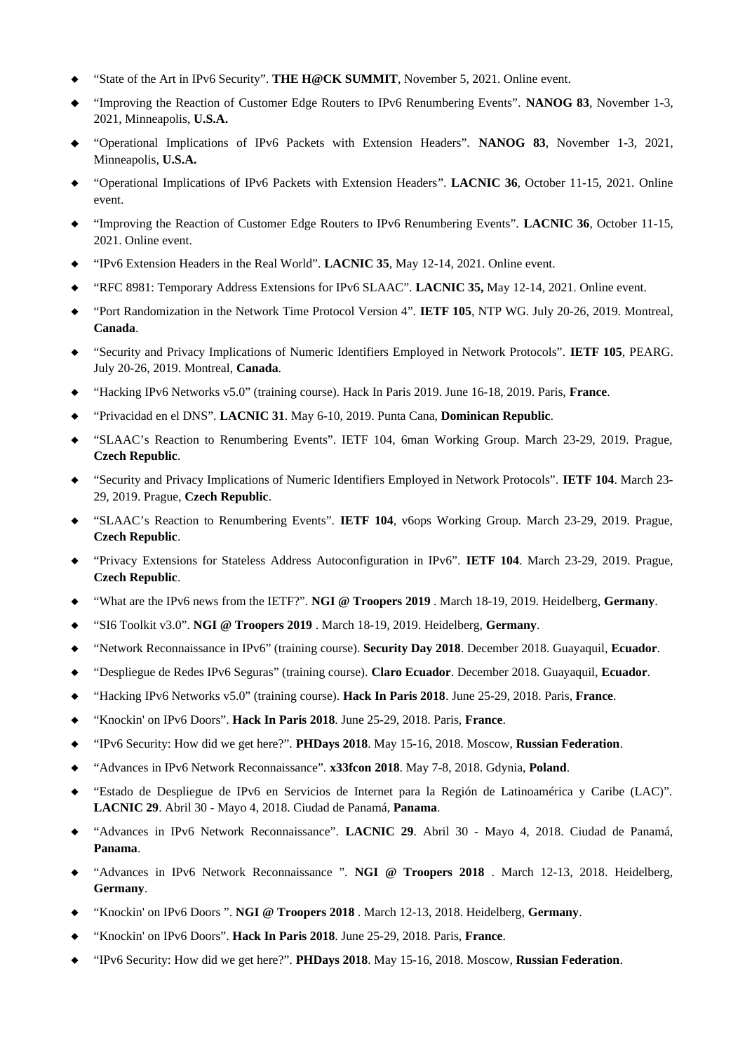- "State of the Art in IPv6 Security". **THE H@CK SUMMIT**, November 5, 2021. Online event.
- "Improving the Reaction of Customer Edge Routers to IPv6 Renumbering Events". **NANOG 83**, November 1-3, 2021, Minneapolis, **U.S.A.**
- "Operational Implications of IPv6 Packets with Extension Headers". **NANOG 83**, November 1-3, 2021, Minneapolis, **U.S.A.**
- "Operational Implications of IPv6 Packets with Extension Headers". **LACNIC 36**, October 11-15, 2021. Online event.
- "Improving the Reaction of Customer Edge Routers to IPv6 Renumbering Events". **LACNIC 36**, October 11-15, 2021. Online event.
- "IPv6 Extension Headers in the Real World". **LACNIC 35**, May 12-14, 2021. Online event.
- "RFC 8981: Temporary Address Extensions for IPv6 SLAAC". **LACNIC 35,** May 12-14, 2021. Online event.
- "Port Randomization in the Network Time Protocol Version 4". **IETF 105**, NTP WG. July 20-26, 2019. Montreal, **Canada**.
- "Security and Privacy Implications of Numeric Identifiers Employed in Network Protocols". **IETF 105**, PEARG. July 20-26, 2019. Montreal, **Canada**.
- "Hacking IPv6 Networks v5.0" (training course). Hack In Paris 2019. June 16-18, 2019. Paris, **France**.
- "Privacidad en el DNS". **LACNIC 31**. May 6-10, 2019. Punta Cana, **Dominican Republic**.
- "SLAAC's Reaction to Renumbering Events". IETF 104, 6man Working Group. March 23-29, 2019. Prague, **Czech Republic**.
- "Security and Privacy Implications of Numeric Identifiers Employed in Network Protocols". **IETF 104**. March 23-29, 2019. Prague, **Czech Republic**.
- "SLAAC's Reaction to Renumbering Events". **IETF 104**, v6ops Working Group. March 23-29, 2019. Prague, **Czech Republic**.
- "Privacy Extensions for Stateless Address Autoconfiguration in IPv6". **IETF 104**. March 23-29, 2019. Prague, **Czech Republic**.
- "What are the IPv6 news from the IETF?". **NGI @ Troopers 2019** . March 18-19, 2019. Heidelberg, **Germany**.
- "SI6 Toolkit v3.0". **NGI @ Troopers 2019** . March 18-19, 2019. Heidelberg, **Germany**.
- "Network Reconnaissance in IPv6" (training course). **Security Day 2018**. December 2018. Guayaquil, **Ecuador**.
- "Despliegue de Redes IPv6 Seguras" (training course). **Claro Ecuador**. December 2018. Guayaquil, **Ecuador**.
- "Hacking IPv6 Networks v5.0" (training course). **Hack In Paris 2018**. June 25-29, 2018. Paris, **France**.
- "Knockin' on IPv6 Doors". **Hack In Paris 2018**. June 25-29, 2018. Paris, **France**.
- "IPv6 Security: How did we get here?". **PHDays 2018**. May 15-16, 2018. Moscow, **Russian Federation**.
- "Advances in IPv6 Network Reconnaissance". **x33fcon 2018**. May 7-8, 2018. Gdynia, **Poland**.
- "Estado de Despliegue de IPv6 en Servicios de Internet para la Región de Latinoamérica y Caribe (LAC)". **LACNIC 29**. Abril 30 - Mayo 4, 2018. Ciudad de Panamá, **Panama**.
- "Advances in IPv6 Network Reconnaissance". **LACNIC 29**. Abril 30 - Mayo 4, 2018. Ciudad de Panamá, **Panama**.
- "Advances in IPv6 Network Reconnaissance ". **NGI @ Troopers 2018** . March 12-13, 2018. Heidelberg, **Germany**.
- "Knockin' on IPv6 Doors ". **NGI @ Troopers 2018** . March 12-13, 2018. Heidelberg, **Germany**.
- "Knockin' on IPv6 Doors". **Hack In Paris 2018**. June 25-29, 2018. Paris, **France**.
- "IPv6 Security: How did we get here?". **PHDays 2018**. May 15-16, 2018. Moscow, **Russian Federation**.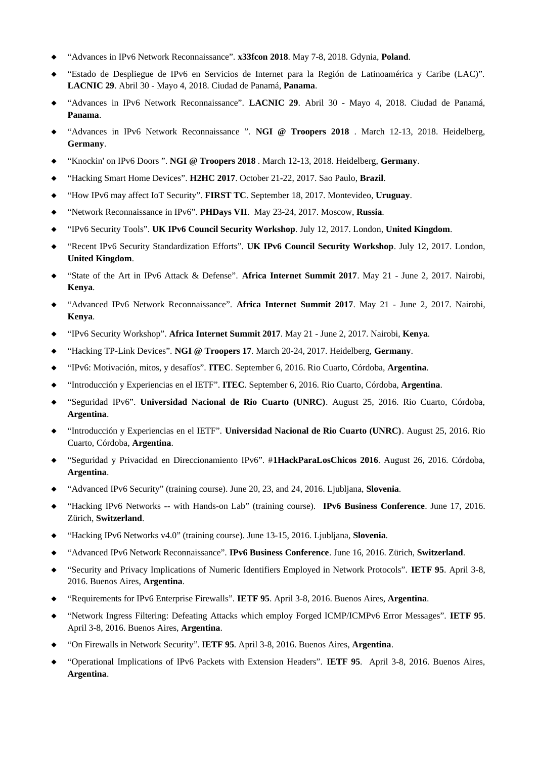- “Advances in IPv6 Network Reconnaissance”. **x33fcon 2018**. May 7-8, 2018. Gdynia, **Poland**.
- “Estado de Despliegue de IPv6 en Servicios de Internet para la Región de Latinoamérica y Caribe (LAC)”. **LACNIC 29**. Abril 30 - Mayo 4, 2018. Ciudad de Panamá, **Panama**.
- “Advances in IPv6 Network Reconnaissance”. **LACNIC 29**. Abril 30 - Mayo 4, 2018. Ciudad de Panamá, **Panama**.
- “Advances in IPv6 Network Reconnaissance ”. **NGI @ Troopers 2018** . March 12-13, 2018. Heidelberg, **Germany**.
- “Knockin' on IPv6 Doors ”. **NGI @ Troopers 2018** . March 12-13, 2018. Heidelberg, **Germany**.
- “Hacking Smart Home Devices”. **H2HC 2017**. October 21-22, 2017. Sao Paulo, **Brazil**.
- “How IPv6 may affect IoT Security”. **FIRST TC**. September 18, 2017. Montevideo, **Uruguay**.
- “Network Reconnaissance in IPv6”. **PHDays VII**. May 23-24, 2017. Moscow, **Russia**.
- “IPv6 Security Tools”. **UK IPv6 Council Security Workshop**. July 12, 2017. London, **United Kingdom**.
- “Recent IPv6 Security Standardization Efforts”. **UK IPv6 Council Security Workshop**. July 12, 2017. London, **United Kingdom**.
- “State of the Art in IPv6 Attack & Defense”. **Africa Internet Summit 2017**. May 21 - June 2, 2017. Nairobi, **Kenya**.
- “Advanced IPv6 Network Reconnaissance”. **Africa Internet Summit 2017**. May 21 - June 2, 2017. Nairobi, **Kenya**.
- “IPv6 Security Workshop”. **Africa Internet Summit 2017**. May 21 - June 2, 2017. Nairobi, **Kenya**.
- “Hacking TP-Link Devices”. **NGI @ Troopers 17**. March 20-24, 2017. Heidelberg, **Germany**.
- “IPv6: Motivación, mitos, y desafíos”. **ITEC**. September 6, 2016. Rio Cuarto, Córdoba, **Argentina**.
- “Introducción y Experiencias en el IETF”. **ITEC**. September 6, 2016. Rio Cuarto, Córdoba, **Argentina**.
- “Seguridad IPv6”. **Universidad Nacional de Rio Cuarto (UNRC)**. August 25, 2016. Rio Cuarto, Córdoba, **Argentina**.
- “Introducción y Experiencias en el IETF”. **Universidad Nacional de Rio Cuarto (UNRC)**. August 25, 2016. Rio Cuarto, Córdoba, **Argentina**.
- “Seguridad y Privacidad en Direccionamiento IPv6”. **#1HackParaLosChicos 2016**. August 26, 2016. Córdoba, **Argentina**.
- “Advanced IPv6 Security” (training course). June 20, 23, and 24, 2016. Ljubljana, **Slovenia**.
- “Hacking IPv6 Networks -- with Hands-on Lab” (training course). **IPv6 Business Conference**. June 17, 2016. Zürich, **Switzerland**.
- “Hacking IPv6 Networks v4.0” (training course). June 13-15, 2016. Ljubljana, **Slovenia**.
- “Advanced IPv6 Network Reconnaissance”. **IPv6 Business Conference**. June 16, 2016. Zürich, **Switzerland**.
- “Security and Privacy Implications of Numeric Identifiers Employed in Network Protocols”. **IETF 95**. April 3-8, 2016. Buenos Aires, **Argentina**.
- “Requirements for IPv6 Enterprise Firewalls”. **IETF 95**. April 3-8, 2016. Buenos Aires, **Argentina**.
- “Network Ingress Filtering: Defeating Attacks which employ Forged ICMP/ICMPv6 Error Messages”. **IETF 95**. April 3-8, 2016. Buenos Aires, **Argentina**.
- “On Firewalls in Network Security”. I**ETF 95**. April 3-8, 2016. Buenos Aires, **Argentina**.
- “Operational Implications of IPv6 Packets with Extension Headers”. **IETF 95**. April 3-8, 2016. Buenos Aires, **Argentina**.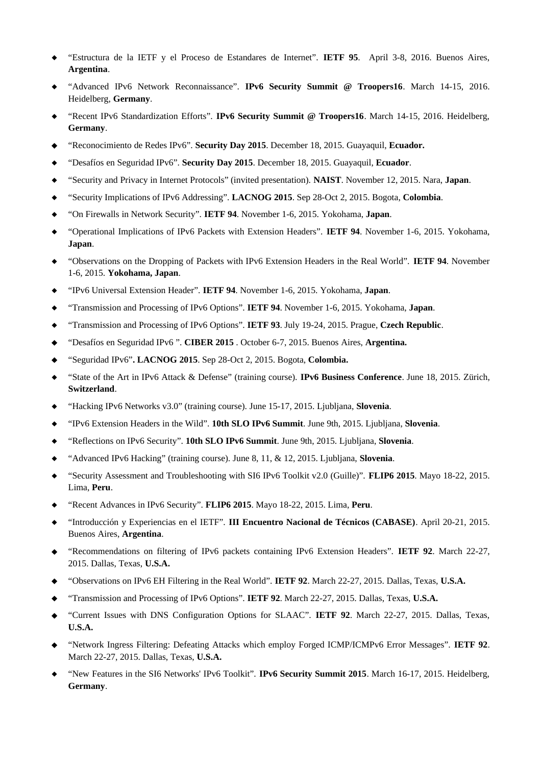- “Estructura de la IETF y el Proceso de Estandares de Internet”. **IETF 95**. April 3-8, 2016. Buenos Aires, **Argentina**.
- “Advanced IPv6 Network Reconnaissance”. **IPv6 Security Summit @ Troopers16**. March 14-15, 2016. Heidelberg, **Germany**.
- “Recent IPv6 Standardization Efforts”. **IPv6 Security Summit @ Troopers16**. March 14-15, 2016. Heidelberg, **Germany**.
- “Reconocimiento de Redes IPv6”. **Security Day 2015**. December 18, 2015. Guayaquil, **Ecuador.**
- “Desafíos en Seguridad IPv6”. **Security Day 2015**. December 18, 2015. Guayaquil, **Ecuador**.
- “Security and Privacy in Internet Protocols” (invited presentation). **NAIST**. November 12, 2015. Nara, **Japan**.
- “Security Implications of IPv6 Addressing”. **LACNOG 2015**. Sep 28-Oct 2, 2015. Bogota, **Colombia**.
- “On Firewalls in Network Security”. **IETF 94**. November 1-6, 2015. Yokohama, **Japan**.
- “Operational Implications of IPv6 Packets with Extension Headers”. **IETF 94**. November 1-6, 2015. Yokohama, **Japan**.
- “Observations on the Dropping of Packets with IPv6 Extension Headers in the Real World”. **IETF 94**. November 1-6, 2015. **Yokohama, Japan**.
- “IPv6 Universal Extension Header”. **IETF 94**. November 1-6, 2015. Yokohama, **Japan**.
- “Transmission and Processing of IPv6 Options”. **IETF 94**. November 1-6, 2015. Yokohama, **Japan**.
- “Transmission and Processing of IPv6 Options”. **IETF 93**. July 19-24, 2015. Prague, **Czech Republic**.
- “Desafíos en Seguridad IPv6 ”. **CIBER 2015** . October 6-7, 2015. Buenos Aires, **Argentina.**
- “Seguridad IPv6”**. LACNOG 2015**. Sep 28-Oct 2, 2015. Bogota, **Colombia.**
- “State of the Art in IPv6 Attack & Defense” (training course). **IPv6 Business Conference**. June 18, 2015. Zürich, **Switzerland**.
- “Hacking IPv6 Networks v3.0” (training course). June 15-17, 2015. Ljubljana, **Slovenia**.
- “IPv6 Extension Headers in the Wild”. **10th SLO IPv6 Summit**. June 9th, 2015. Ljubljana, **Slovenia**.
- “Reflections on IPv6 Security”. **10th SLO IPv6 Summit**. June 9th, 2015. Ljubljana, **Slovenia**.
- “Advanced IPv6 Hacking” (training course). June 8, 11, & 12, 2015. Ljubljana, **Slovenia**.
- “Security Assessment and Troubleshooting with SI6 IPv6 Toolkit v2.0 (Guille)”. **FLIP6 2015**. Mayo 18-22, 2015. Lima, **Peru**.
- “Recent Advances in IPv6 Security”. **FLIP6 2015**. Mayo 18-22, 2015. Lima, **Peru**.
- “Introducción y Experiencias en el IETF”. **III Encuentro Nacional de Técnicos (CABASE)**. April 20-21, 2015. Buenos Aires, **Argentina**.
- “Recommendations on filtering of IPv6 packets containing IPv6 Extension Headers”. **IETF 92**. March 22-27, 2015. Dallas, Texas, **U.S.A.**
- “Observations on IPv6 EH Filtering in the Real World”. **IETF 92**. March 22-27, 2015. Dallas, Texas, **U.S.A.**
- “Transmission and Processing of IPv6 Options”. **IETF 92**. March 22-27, 2015. Dallas, Texas, **U.S.A.**
- “Current Issues with DNS Configuration Options for SLAAC”. **IETF 92**. March 22-27, 2015. Dallas, Texas, **U.S.A.**
- “Network Ingress Filtering: Defeating Attacks which employ Forged ICMP/ICMPv6 Error Messages”. **IETF 92**. March 22-27, 2015. Dallas, Texas, **U.S.A.**
- “New Features in the SI6 Networks' IPv6 Toolkit”. **IPv6 Security Summit 2015**. March 16-17, 2015. Heidelberg, **Germany**.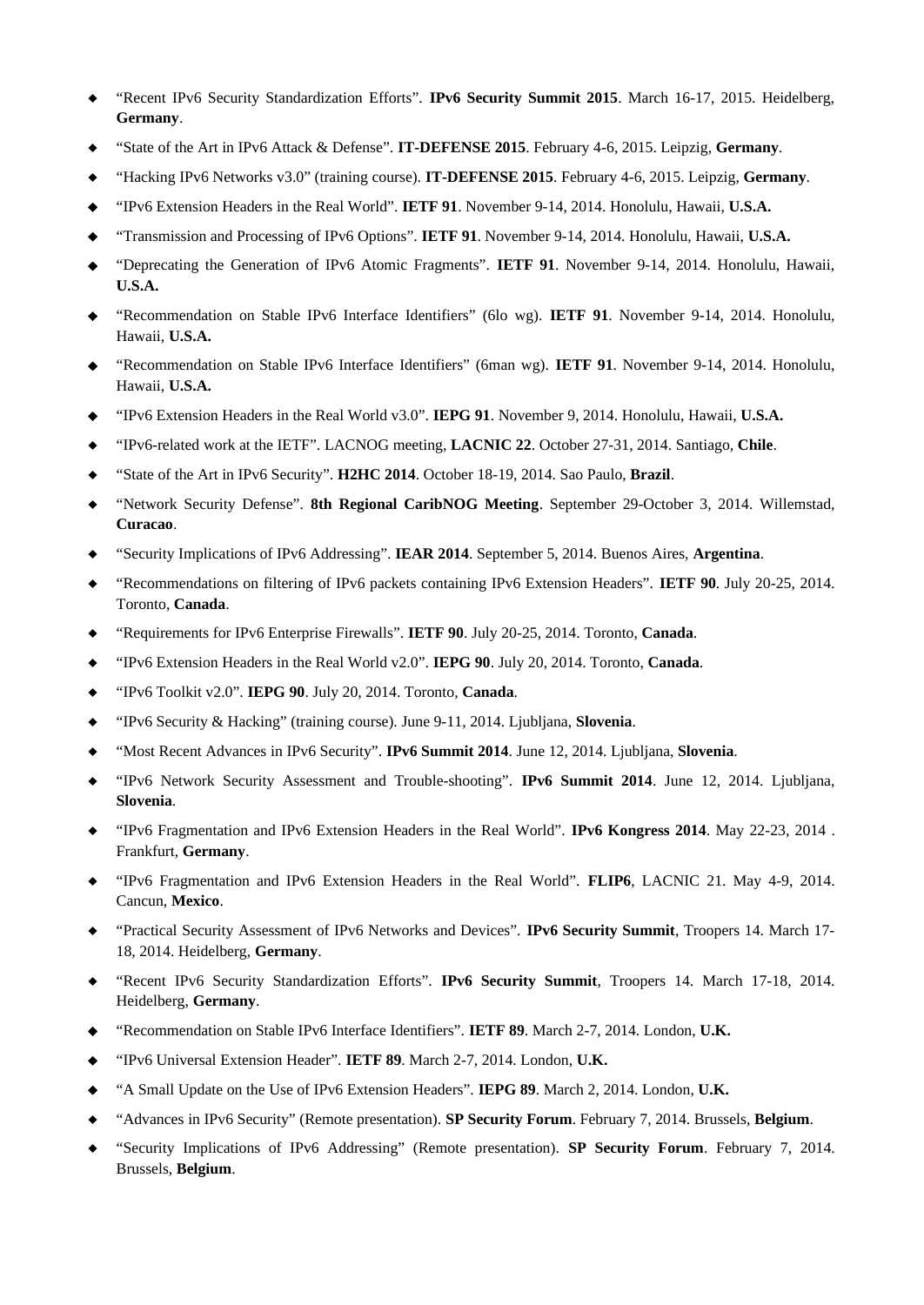- "Recent IPv6 Security Standardization Efforts". **IPv6 Security Summit 2015**. March 16-17, 2015. Heidelberg, **Germany**.
- "State of the Art in IPv6 Attack & Defense". **IT-DEFENSE 2015**. February 4-6, 2015. Leipzig, **Germany**.
- "Hacking IPv6 Networks v3.0" (training course). **IT-DEFENSE 2015**. February 4-6, 2015. Leipzig, **Germany**.
- "IPv6 Extension Headers in the Real World". **IETF 91**. November 9-14, 2014. Honolulu, Hawaii, **U.S.A.**
- "Transmission and Processing of IPv6 Options". **IETF 91**. November 9-14, 2014. Honolulu, Hawaii, **U.S.A.**
- "Deprecating the Generation of IPv6 Atomic Fragments". **IETF 91**. November 9-14, 2014. Honolulu, Hawaii, **U.S.A.**
- "Recommendation on Stable IPv6 Interface Identifiers" (6lo wg). **IETF 91**. November 9-14, 2014. Honolulu, Hawaii, **U.S.A.**
- "Recommendation on Stable IPv6 Interface Identifiers" (6man wg). **IETF 91**. November 9-14, 2014. Honolulu, Hawaii, **U.S.A.**
- "IPv6 Extension Headers in the Real World v3.0". **IEPG 91**. November 9, 2014. Honolulu, Hawaii, **U.S.A.**
- "IPv6-related work at the IETF". LACNOG meeting, **LACNIC 22**. October 27-31, 2014. Santiago, **Chile**.
- "State of the Art in IPv6 Security". **H2HC 2014**. October 18-19, 2014. Sao Paulo, **Brazil**.
- "Network Security Defense". **8th Regional CaribNOG Meeting**. September 29-October 3, 2014. Willemstad, **Curacao**.
- "Security Implications of IPv6 Addressing". **IEAR 2014**. September 5, 2014. Buenos Aires, **Argentina**.
- "Recommendations on filtering of IPv6 packets containing IPv6 Extension Headers". **IETF 90**. July 20-25, 2014. Toronto, **Canada**.
- "Requirements for IPv6 Enterprise Firewalls". **IETF 90**. July 20-25, 2014. Toronto, **Canada**.
- "IPv6 Extension Headers in the Real World v2.0". **IEPG 90**. July 20, 2014. Toronto, **Canada**.
- "IPv6 Toolkit v2.0". **IEPG 90**. July 20, 2014. Toronto, **Canada**.
- "IPv6 Security & Hacking" (training course). June 9-11, 2014. Ljubljana, **Slovenia**.
- "Most Recent Advances in IPv6 Security". **IPv6 Summit 2014**. June 12, 2014. Ljubljana, **Slovenia**.
- "IPv6 Network Security Assessment and Trouble-shooting". **IPv6 Summit 2014**. June 12, 2014. Ljubljana, **Slovenia**.
- "IPv6 Fragmentation and IPv6 Extension Headers in the Real World". **IPv6 Kongress 2014**. May 22-23, 2014 . Frankfurt, **Germany**.
- "IPv6 Fragmentation and IPv6 Extension Headers in the Real World". **FLIP6**, LACNIC 21. May 4-9, 2014. Cancun, **Mexico**.
- "Practical Security Assessment of IPv6 Networks and Devices". **IPv6 Security Summit**, Troopers 14. March 17-18, 2014. Heidelberg, **Germany**.
- "Recent IPv6 Security Standardization Efforts". **IPv6 Security Summit**, Troopers 14. March 17-18, 2014. Heidelberg, **Germany**.
- "Recommendation on Stable IPv6 Interface Identifiers". **IETF 89**. March 2-7, 2014. London, **U.K.**
- "IPv6 Universal Extension Header". **IETF 89**. March 2-7, 2014. London, **U.K.**
- "A Small Update on the Use of IPv6 Extension Headers". **IEPG 89**. March 2, 2014. London, **U.K.**
- "Advances in IPv6 Security" (Remote presentation). **SP Security Forum**. February 7, 2014. Brussels, **Belgium**.
- "Security Implications of IPv6 Addressing" (Remote presentation). **SP Security Forum**. February 7, 2014. Brussels, **Belgium**.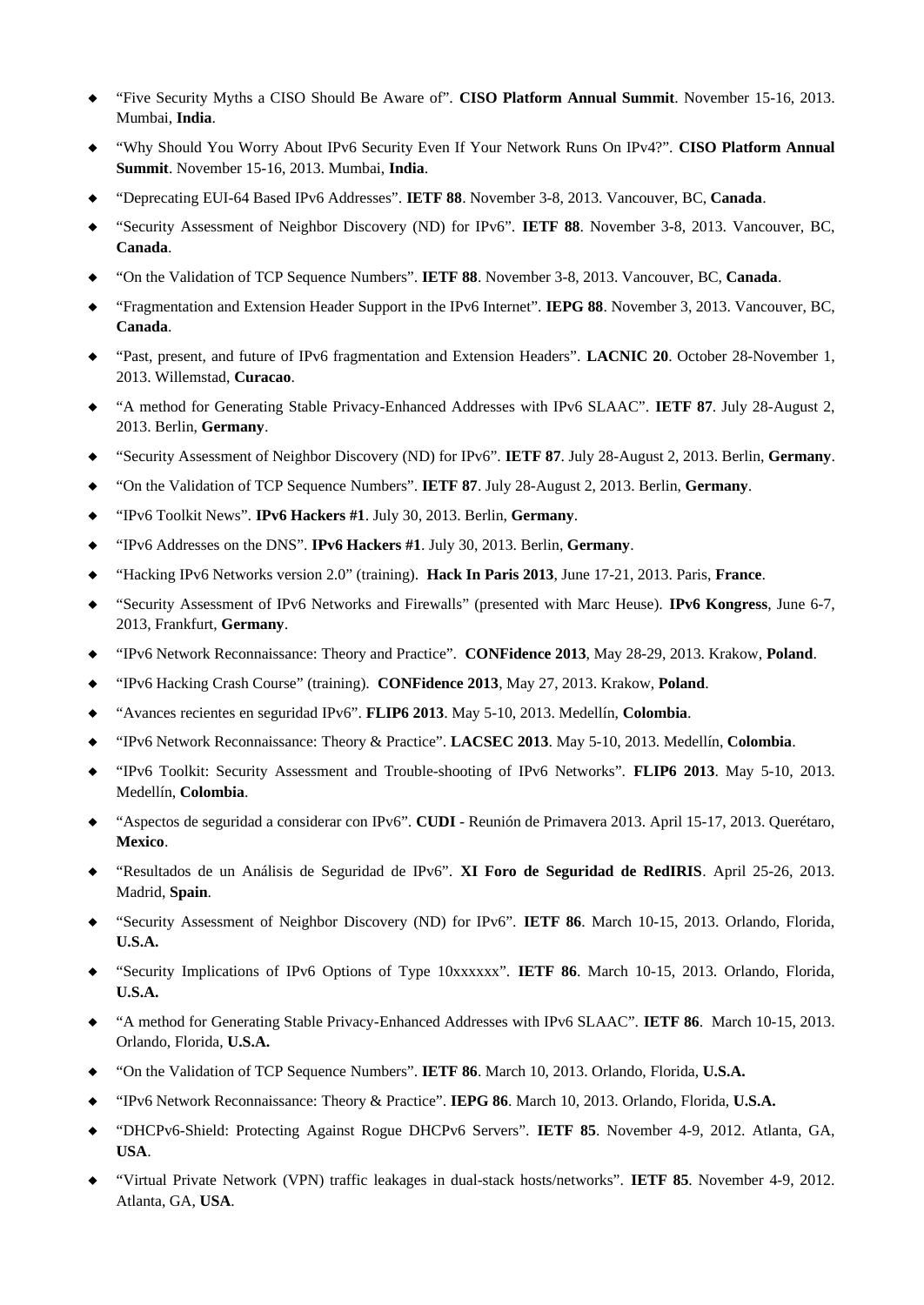- “Five Security Myths a CISO Should Be Aware of”. **CISO Platform Annual Summit**. November 15-16, 2013. Mumbai, **India**.
- “Why Should You Worry About IPv6 Security Even If Your Network Runs On IPv4?”. **CISO Platform Annual Summit**. November 15-16, 2013. Mumbai, **India**.
- “Deprecating EUI-64 Based IPv6 Addresses”. **IETF 88**. November 3-8, 2013. Vancouver, BC, **Canada**.
- “Security Assessment of Neighbor Discovery (ND) for IPv6”. **IETF 88**. November 3-8, 2013. Vancouver, BC, **Canada**.
- “On the Validation of TCP Sequence Numbers”. **IETF 88**. November 3-8, 2013. Vancouver, BC, **Canada**.
- “Fragmentation and Extension Header Support in the IPv6 Internet”. **IEPG 88**. November 3, 2013. Vancouver, BC, **Canada**.
- “Past, present, and future of IPv6 fragmentation and Extension Headers”. **LACNIC 20**. October 28-November 1, 2013. Willemstad, **Curacao**.
- “A method for Generating Stable Privacy-Enhanced Addresses with IPv6 SLAAC”. **IETF 87**. July 28-August 2, 2013. Berlin, **Germany**.
- “Security Assessment of Neighbor Discovery (ND) for IPv6”. **IETF 87**. July 28-August 2, 2013. Berlin, **Germany**.
- “On the Validation of TCP Sequence Numbers”. **IETF 87**. July 28-August 2, 2013. Berlin, **Germany**.
- “IPv6 Toolkit News”. **IPv6 Hackers #1**. July 30, 2013. Berlin, **Germany**.
- “IPv6 Addresses on the DNS”. **IPv6 Hackers #1**. July 30, 2013. Berlin, **Germany**.
- “Hacking IPv6 Networks version 2.0” (training). **Hack In Paris 2013**, June 17-21, 2013. Paris, **France**.
- “Security Assessment of IPv6 Networks and Firewalls” (presented with Marc Heuse). **IPv6 Kongress**, June 6-7, 2013, Frankfurt, **Germany**.
- “IPv6 Network Reconnaissance: Theory and Practice”. **CONFidence 2013**, May 28-29, 2013. Krakow, **Poland**.
- “IPv6 Hacking Crash Course” (training). **CONFidence 2013**, May 27, 2013. Krakow, **Poland**.
- “Avances recientes en seguridad IPv6”. **FLIP6 2013**. May 5-10, 2013. Medellín, **Colombia**.
- “IPv6 Network Reconnaissance: Theory & Practice”. **LACSEC 2013**. May 5-10, 2013. Medellín, **Colombia**.
- “IPv6 Toolkit: Security Assessment and Trouble-shooting of IPv6 Networks”. **FLIP6 2013**. May 5-10, 2013. Medellín, **Colombia**.
- “Aspectos de seguridad a considerar con IPv6”. **CUDI** - Reunión de Primavera 2013. April 15-17, 2013. Querétaro, **Mexico**.
- “Resultados de un Análisis de Seguridad de IPv6”. **XI Foro de Seguridad de RedIRIS**. April 25-26, 2013. Madrid, **Spain**.
- “Security Assessment of Neighbor Discovery (ND) for IPv6”. **IETF 86**. March 10-15, 2013. Orlando, Florida, **U.S.A.**
- “Security Implications of IPv6 Options of Type 10xxxxxx”. **IETF 86**. March 10-15, 2013. Orlando, Florida, **U.S.A.**
- “A method for Generating Stable Privacy-Enhanced Addresses with IPv6 SLAAC”. **IETF 86**. March 10-15, 2013. Orlando, Florida, **U.S.A.**
- “On the Validation of TCP Sequence Numbers”. **IETF 86**. March 10, 2013. Orlando, Florida, **U.S.A.**
- “IPv6 Network Reconnaissance: Theory & Practice”. **IEPG 86**. March 10, 2013. Orlando, Florida, **U.S.A.**
- “DHCPv6-Shield: Protecting Against Rogue DHCPv6 Servers”. **IETF 85**. November 4-9, 2012. Atlanta, GA, **USA**.
- “Virtual Private Network (VPN) traffic leakages in dual-stack hosts/networks”. **IETF 85**. November 4-9, 2012. Atlanta, GA, **USA**.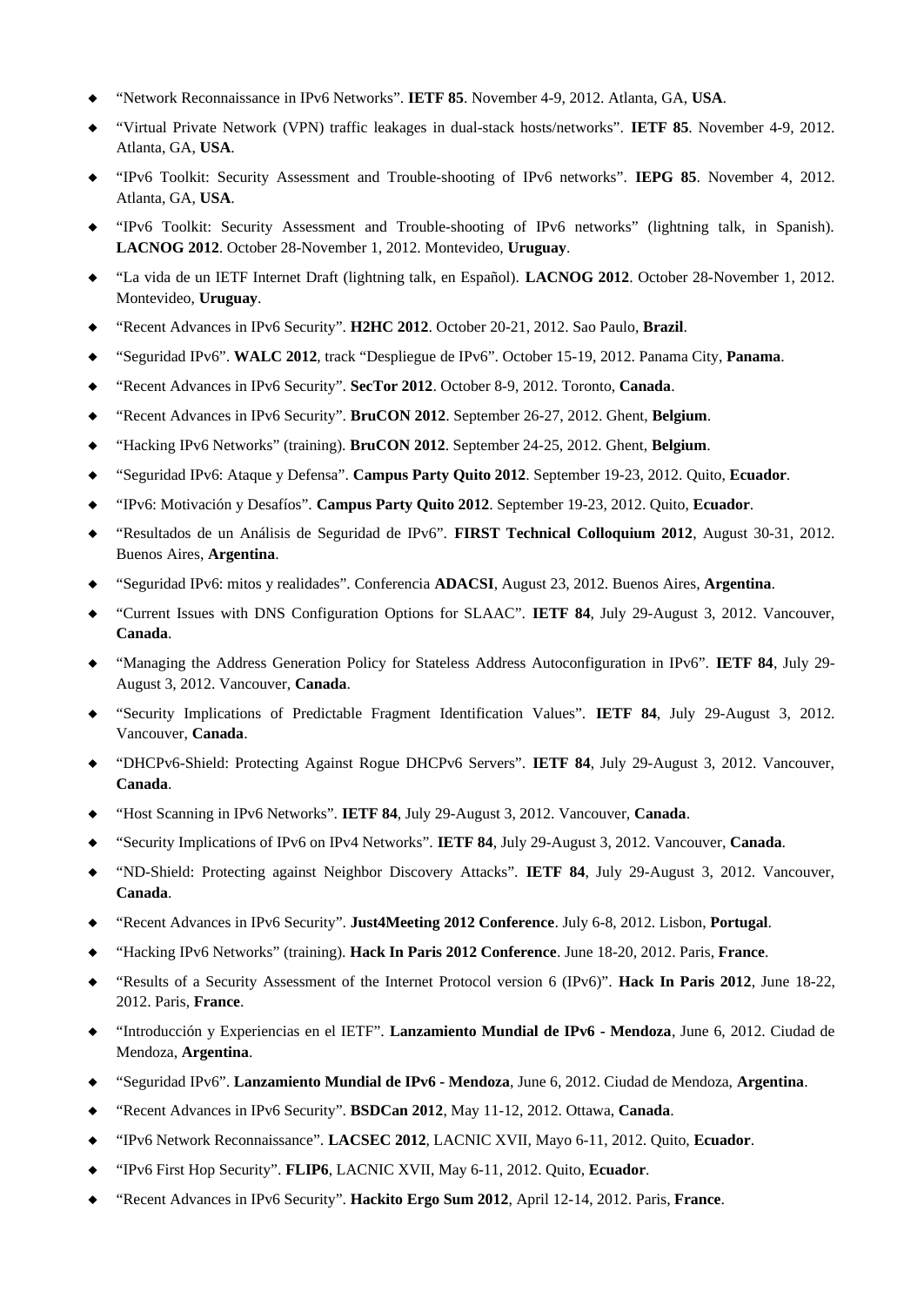- "Network Reconnaissance in IPv6 Networks". **IETF 85**. November 4-9, 2012. Atlanta, GA, **USA**.
- "Virtual Private Network (VPN) traffic leakages in dual-stack hosts/networks". **IETF 85**. November 4-9, 2012. Atlanta, GA, **USA**.
- "IPv6 Toolkit: Security Assessment and Trouble-shooting of IPv6 networks". **IEPG 85**. November 4, 2012. Atlanta, GA, **USA**.
- "IPv6 Toolkit: Security Assessment and Trouble-shooting of IPv6 networks" (lightning talk, in Spanish). **LACNOG 2012**. October 28-November 1, 2012. Montevideo, **Uruguay**.
- "La vida de un IETF Internet Draft (lightning talk, en Español). **LACNOG 2012**. October 28-November 1, 2012. Montevideo, **Uruguay**.
- "Recent Advances in IPv6 Security". **H2HC 2012**. October 20-21, 2012. Sao Paulo, **Brazil**.
- "Seguridad IPv6". **WALC 2012**, track "Despliegue de IPv6". October 15-19, 2012. Panama City, **Panama**.
- "Recent Advances in IPv6 Security". **SecTor 2012**. October 8-9, 2012. Toronto, **Canada**.
- "Recent Advances in IPv6 Security". **BruCON 2012**. September 26-27, 2012. Ghent, **Belgium**.
- "Hacking IPv6 Networks" (training). **BruCON 2012**. September 24-25, 2012. Ghent, **Belgium**.
- "Seguridad IPv6: Ataque y Defensa". **Campus Party Quito 2012**. September 19-23, 2012. Quito, **Ecuador**.
- "IPv6: Motivación y Desafíos". **Campus Party Quito 2012**. September 19-23, 2012. Quito, **Ecuador**.
- "Resultados de un Análisis de Seguridad de IPv6". **FIRST Technical Colloquium 2012**, August 30-31, 2012. Buenos Aires, **Argentina**.
- "Seguridad IPv6: mitos y realidades". Conferencia **ADACSI**, August 23, 2012. Buenos Aires, **Argentina**.
- "Current Issues with DNS Configuration Options for SLAAC". **IETF 84**, July 29-August 3, 2012. Vancouver, **Canada**.
- "Managing the Address Generation Policy for Stateless Address Autoconfiguration in IPv6". **IETF 84**, July 29-August 3, 2012. Vancouver, **Canada**.
- "Security Implications of Predictable Fragment Identification Values". **IETF 84**, July 29-August 3, 2012. Vancouver, **Canada**.
- "DHCPv6-Shield: Protecting Against Rogue DHCPv6 Servers". **IETF 84**, July 29-August 3, 2012. Vancouver, **Canada**.
- "Host Scanning in IPv6 Networks". **IETF 84**, July 29-August 3, 2012. Vancouver, **Canada**.
- "Security Implications of IPv6 on IPv4 Networks". **IETF 84**, July 29-August 3, 2012. Vancouver, **Canada**.
- "ND-Shield: Protecting against Neighbor Discovery Attacks". **IETF 84**, July 29-August 3, 2012. Vancouver, **Canada**.
- "Recent Advances in IPv6 Security". **Just4Meeting 2012 Conference**. July 6-8, 2012. Lisbon, **Portugal**.
- "Hacking IPv6 Networks" (training). **Hack In Paris 2012 Conference**. June 18-20, 2012. Paris, **France**.
- "Results of a Security Assessment of the Internet Protocol version 6 (IPv6)". **Hack In Paris 2012**, June 18-22, 2012. Paris, **France**.
- "Introducción y Experiencias en el IETF". **Lanzamiento Mundial de IPv6 - Mendoza**, June 6, 2012. Ciudad de Mendoza, **Argentina**.
- "Seguridad IPv6". **Lanzamiento Mundial de IPv6 - Mendoza**, June 6, 2012. Ciudad de Mendoza, **Argentina**.
- "Recent Advances in IPv6 Security". **BSDCan 2012**, May 11-12, 2012. Ottawa, **Canada**.
- "IPv6 Network Reconnaissance". **LACSEC 2012**, LACNIC XVII, Mayo 6-11, 2012. Quito, **Ecuador**.
- "IPv6 First Hop Security". **FLIP6**, LACNIC XVII, May 6-11, 2012. Quito, **Ecuador**.
- "Recent Advances in IPv6 Security". **Hackito Ergo Sum 2012**, April 12-14, 2012. Paris, **France**.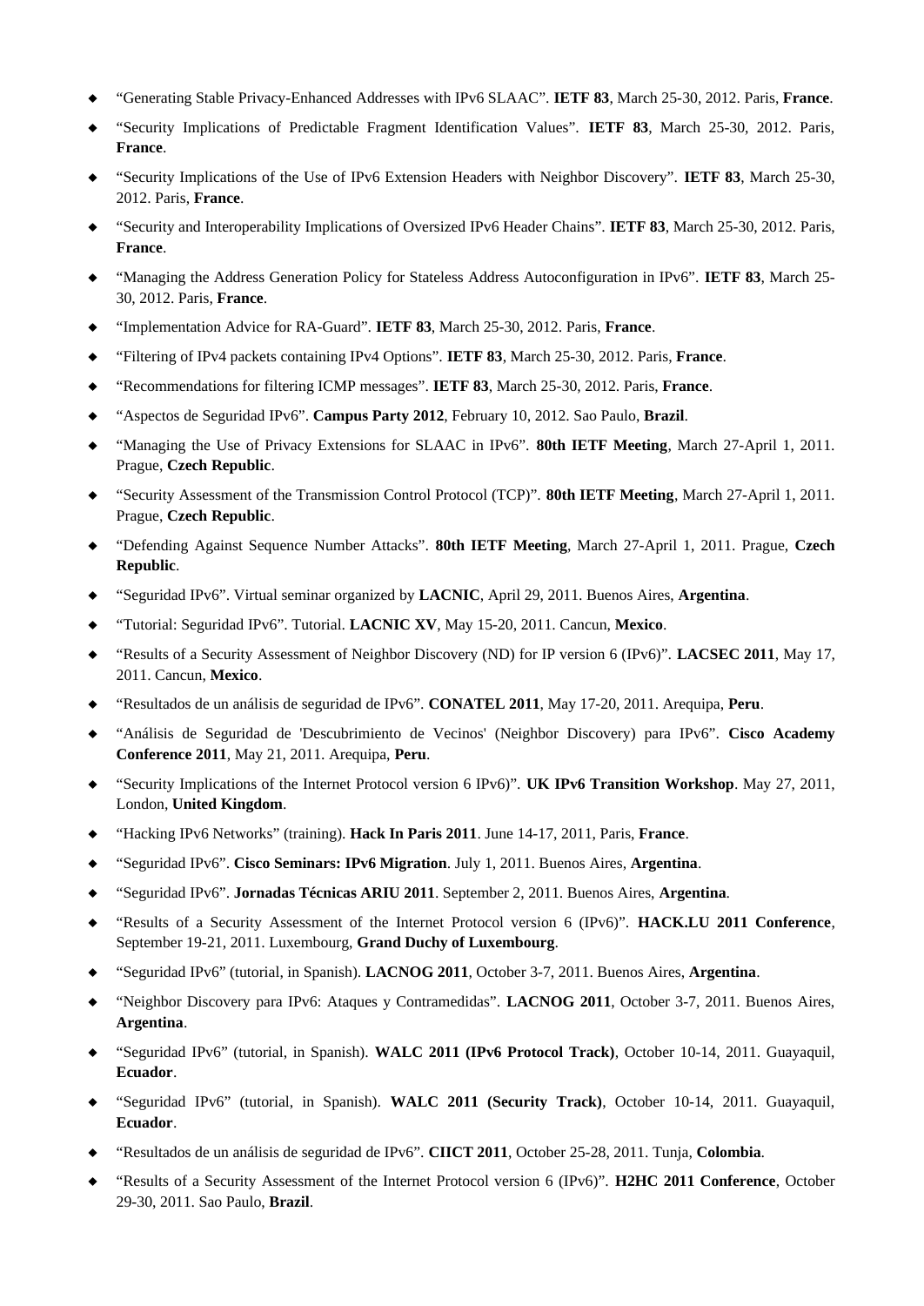- "Generating Stable Privacy-Enhanced Addresses with IPv6 SLAAC". **IETF 83**, March 25-30, 2012. Paris, **France**.
- "Security Implications of Predictable Fragment Identification Values". **IETF 83**, March 25-30, 2012. Paris, **France**.
- "Security Implications of the Use of IPv6 Extension Headers with Neighbor Discovery". **IETF 83**, March 25-30, 2012. Paris, **France**.
- "Security and Interoperability Implications of Oversized IPv6 Header Chains". **IETF 83**, March 25-30, 2012. Paris, **France**.
- "Managing the Address Generation Policy for Stateless Address Autoconfiguration in IPv6". **IETF 83**, March 25-30, 2012. Paris, **France**.
- "Implementation Advice for RA-Guard". **IETF 83**, March 25-30, 2012. Paris, **France**.
- "Filtering of IPv4 packets containing IPv4 Options". **IETF 83**, March 25-30, 2012. Paris, **France**.
- "Recommendations for filtering ICMP messages". **IETF 83**, March 25-30, 2012. Paris, **France**.
- "Aspectos de Seguridad IPv6". **Campus Party 2012**, February 10, 2012. Sao Paulo, **Brazil**.
- "Managing the Use of Privacy Extensions for SLAAC in IPv6". **80th IETF Meeting**, March 27-April 1, 2011. Prague, **Czech Republic**.
- "Security Assessment of the Transmission Control Protocol (TCP)". **80th IETF Meeting**, March 27-April 1, 2011. Prague, **Czech Republic**.
- "Defending Against Sequence Number Attacks". **80th IETF Meeting**, March 27-April 1, 2011. Prague, **Czech Republic**.
- "Seguridad IPv6". Virtual seminar organized by **LACNIC**, April 29, 2011. Buenos Aires, **Argentina**.
- "Tutorial: Seguridad IPv6". Tutorial. **LACNIC XV**, May 15-20, 2011. Cancun, **Mexico**.
- "Results of a Security Assessment of Neighbor Discovery (ND) for IP version 6 (IPv6)". **LACSEC 2011**, May 17, 2011. Cancun, **Mexico**.
- "Resultados de un análisis de seguridad de IPv6". **CONATEL 2011**, May 17-20, 2011. Arequipa, **Peru**.
- "Análisis de Seguridad de 'Descubrimiento de Vecinos' (Neighbor Discovery) para IPv6". **Cisco Academy Conference 2011**, May 21, 2011. Arequipa, **Peru**.
- "Security Implications of the Internet Protocol version 6 IPv6)". **UK IPv6 Transition Workshop**. May 27, 2011, London, **United Kingdom**.
- "Hacking IPv6 Networks" (training). **Hack In Paris 2011**. June 14-17, 2011, Paris, **France**.
- "Seguridad IPv6". **Cisco Seminars: IPv6 Migration**. July 1, 2011. Buenos Aires, **Argentina**.
- "Seguridad IPv6". **Jornadas Técnicas ARIU 2011**. September 2, 2011. Buenos Aires, **Argentina**.
- "Results of a Security Assessment of the Internet Protocol version 6 (IPv6)". **HACK.LU 2011 Conference**, September 19-21, 2011. Luxembourg, **Grand Duchy of Luxembourg**.
- "Seguridad IPv6" (tutorial, in Spanish). **LACNOG 2011**, October 3-7, 2011. Buenos Aires, **Argentina**.
- "Neighbor Discovery para IPv6: Ataques y Contramedidas". **LACNOG 2011**, October 3-7, 2011. Buenos Aires, **Argentina**.
- "Seguridad IPv6" (tutorial, in Spanish). **WALC 2011 (IPv6 Protocol Track)**, October 10-14, 2011. Guayaquil, **Ecuador**.
- "Seguridad IPv6" (tutorial, in Spanish). **WALC 2011 (Security Track)**, October 10-14, 2011. Guayaquil, **Ecuador**.
- "Resultados de un análisis de seguridad de IPv6". **CIICT 2011**, October 25-28, 2011. Tunja, **Colombia**.
- "Results of a Security Assessment of the Internet Protocol version 6 (IPv6)". **H2HC 2011 Conference**, October 29-30, 2011. Sao Paulo, **Brazil**.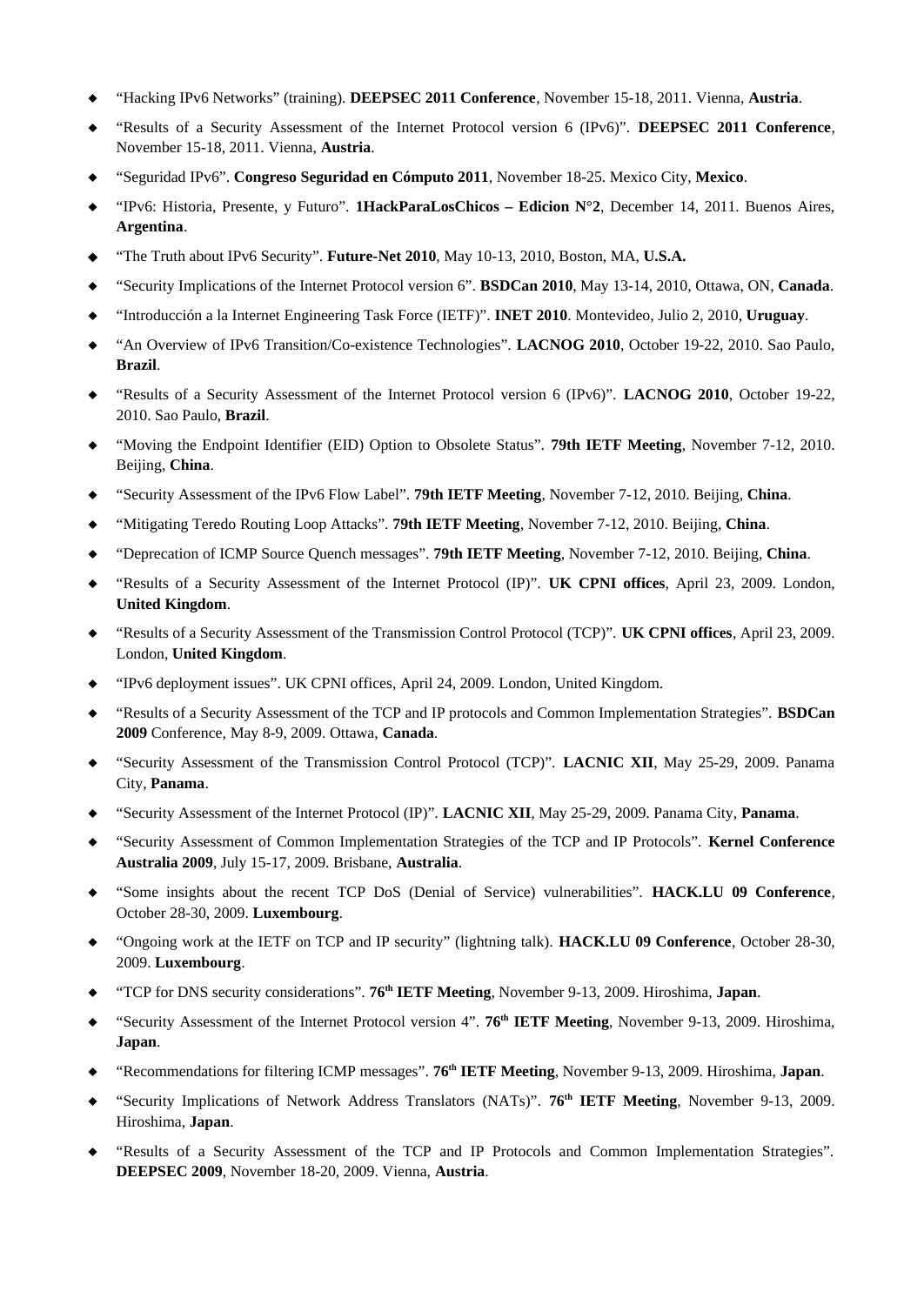- "Hacking IPv6 Networks" (training). **DEEPSEC 2011 Conference**, November 15-18, 2011. Vienna, **Austria**.
- "Results of a Security Assessment of the Internet Protocol version 6 (IPv6)". **DEEPSEC 2011 Conference**, November 15-18, 2011. Vienna, **Austria**.
- "Seguridad IPv6". **Congreso Seguridad en Cómputo 2011**, November 18-25. Mexico City, **Mexico**.
- "IPv6: Historia, Presente, y Futuro". **1HackParaLosChicos – Edicion N°2**, December 14, 2011. Buenos Aires, **Argentina**.
- "The Truth about IPv6 Security". **Future-Net 2010**, May 10-13, 2010, Boston, MA, **U.S.A.**
- "Security Implications of the Internet Protocol version 6". **BSDCan 2010**, May 13-14, 2010, Ottawa, ON, **Canada**.
- "Introducción a la Internet Engineering Task Force (IETF)". **INET 2010**. Montevideo, Julio 2, 2010, **Uruguay**.
- "An Overview of IPv6 Transition/Co-existence Technologies". **LACNOG 2010**, October 19-22, 2010. Sao Paulo, **Brazil**.
- "Results of a Security Assessment of the Internet Protocol version 6 (IPv6)". **LACNOG 2010**, October 19-22, 2010. Sao Paulo, **Brazil**.
- "Moving the Endpoint Identifier (EID) Option to Obsolete Status". **79th IETF Meeting**, November 7-12, 2010. Beijing, **China**.
- "Security Assessment of the IPv6 Flow Label". **79th IETF Meeting**, November 7-12, 2010. Beijing, **China**.
- "Mitigating Teredo Routing Loop Attacks". **79th IETF Meeting**, November 7-12, 2010. Beijing, **China**.
- "Deprecation of ICMP Source Quench messages". **79th IETF Meeting**, November 7-12, 2010. Beijing, **China**.
- "Results of a Security Assessment of the Internet Protocol (IP)". **UK CPNI offices**, April 23, 2009. London, **United Kingdom**.
- "Results of a Security Assessment of the Transmission Control Protocol (TCP)". **UK CPNI offices**, April 23, 2009. London, **United Kingdom**.
- "IPv6 deployment issues". UK CPNI offices, April 24, 2009. London, United Kingdom.
- "Results of a Security Assessment of the TCP and IP protocols and Common Implementation Strategies". **BSDCan 2009** Conference, May 8-9, 2009. Ottawa, **Canada**.
- "Security Assessment of the Transmission Control Protocol (TCP)". **LACNIC XII**, May 25-29, 2009. Panama City, **Panama**.
- "Security Assessment of the Internet Protocol (IP)". **LACNIC XII**, May 25-29, 2009. Panama City, **Panama**.
- "Security Assessment of Common Implementation Strategies of the TCP and IP Protocols". **Kernel Conference Australia 2009**, July 15-17, 2009. Brisbane, **Australia**.
- "Some insights about the recent TCP DoS (Denial of Service) vulnerabilities". **HACK.LU 09 Conference**, October 28-30, 2009. **Luxembourg**.
- "Ongoing work at the IETF on TCP and IP security" (lightning talk). **HACK.LU 09 Conference**, October 28-30, 2009. **Luxembourg**.
- "TCP for DNS security considerations". **76th IETF Meeting**, November 9-13, 2009. Hiroshima, **Japan**.
- "Security Assessment of the Internet Protocol version 4". **76th IETF Meeting**, November 9-13, 2009. Hiroshima, **Japan**.
- "Recommendations for filtering ICMP messages". **76th IETF Meeting**, November 9-13, 2009. Hiroshima, **Japan**.
- "Security Implications of Network Address Translators (NATs)". **76th IETF Meeting**, November 9-13, 2009. Hiroshima, **Japan**.
- "Results of a Security Assessment of the TCP and IP Protocols and Common Implementation Strategies". **DEEPSEC 2009**, November 18-20, 2009. Vienna, **Austria**.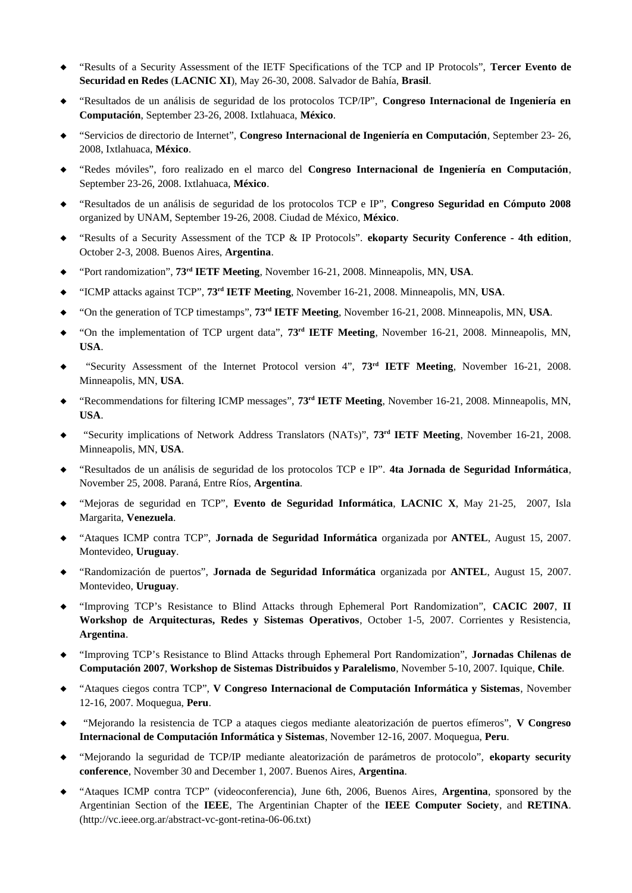- "Results of a Security Assessment of the IETF Specifications of the TCP and IP Protocols", **Tercer Evento de Securidad en Redes** (**LACNIC XI**), May 26-30, 2008. Salvador de Bahía, **Brasil**.
- "Resultados de un análisis de seguridad de los protocolos TCP/IP", **Congreso Internacional de Ingeniería en Computación**, September 23-26, 2008. Ixtlahuaca, **México**.
- "Servicios de directorio de Internet", **Congreso Internacional de Ingeniería en Computación**, September 23- 26, 2008, Ixtlahuaca, **México**.
- "Redes móviles", foro realizado en el marco del **Congreso Internacional de Ingeniería en Computación**, September 23-26, 2008. Ixtlahuaca, **México**.
- "Resultados de un análisis de seguridad de los protocolos TCP e IP", **Congreso Seguridad en Cómputo 2008** organized by UNAM, September 19-26, 2008. Ciudad de México, **México**.
- "Results of a Security Assessment of the TCP & IP Protocols". **ekoparty Security Conference - 4th edition**, October 2-3, 2008. Buenos Aires, **Argentina**.
- "Port randomization", **73rd IETF Meeting**, November 16-21, 2008. Minneapolis, MN, **USA**.
- "ICMP attacks against TCP", **73rd IETF Meeting**, November 16-21, 2008. Minneapolis, MN, **USA**.
- "On the generation of TCP timestamps", **73rd IETF Meeting**, November 16-21, 2008. Minneapolis, MN, **USA**.
- "On the implementation of TCP urgent data", **73rd IETF Meeting**, November 16-21, 2008. Minneapolis, MN, **USA**.
- "Security Assessment of the Internet Protocol version 4", **73rd IETF Meeting**, November 16-21, 2008. Minneapolis, MN, **USA**.
- "Recommendations for filtering ICMP messages", **73rd IETF Meeting**, November 16-21, 2008. Minneapolis, MN, **USA**.
- "Security implications of Network Address Translators (NATs)", **73rd IETF Meeting**, November 16-21, 2008. Minneapolis, MN, **USA**.
- "Resultados de un análisis de seguridad de los protocolos TCP e IP". **4ta Jornada de Seguridad Informática**, November 25, 2008. Paraná, Entre Ríos, **Argentina**.
- "Mejoras de seguridad en TCP", **Evento de Seguridad Informática**, **LACNIC X**, May 21-25, 2007, Isla Margarita, **Venezuela**.
- "Ataques ICMP contra TCP", **Jornada de Seguridad Informática** organizada por **ANTEL**, August 15, 2007. Montevideo, **Uruguay**.
- "Randomización de puertos", **Jornada de Seguridad Informática** organizada por **ANTEL**, August 15, 2007. Montevideo, **Uruguay**.
- "Improving TCP's Resistance to Blind Attacks through Ephemeral Port Randomization", **CACIC 2007**, **II Workshop de Arquitecturas, Redes y Sistemas Operativos**, October 1-5, 2007. Corrientes y Resistencia, **Argentina**.
- "Improving TCP's Resistance to Blind Attacks through Ephemeral Port Randomization", **Jornadas Chilenas de Computación 2007**, **Workshop de Sistemas Distribuidos y Paralelismo**, November 5-10, 2007. Iquique, **Chile**.
- "Ataques ciegos contra TCP", **V Congreso Internacional de Computación Informática y Sistemas**, November 12-16, 2007. Moquegua, **Peru**.
- "Mejorando la resistencia de TCP a ataques ciegos mediante aleatorización de puertos efímeros", **V Congreso Internacional de Computación Informática y Sistemas**, November 12-16, 2007. Moquegua, **Peru**.
- "Mejorando la seguridad de TCP/IP mediante aleatorización de parámetros de protocolo", **ekoparty security conference**, November 30 and December 1, 2007. Buenos Aires, **Argentina**.
- "Ataques ICMP contra TCP" (videoconferencia), June 6th, 2006, Buenos Aires, **Argentina**, sponsored by the Argentinian Section of the **IEEE**, The Argentinian Chapter of the **IEEE Computer Society**, and **RETINA**. (http://vc.ieee.org.ar/abstract-vc-gont-retina-06-06.txt)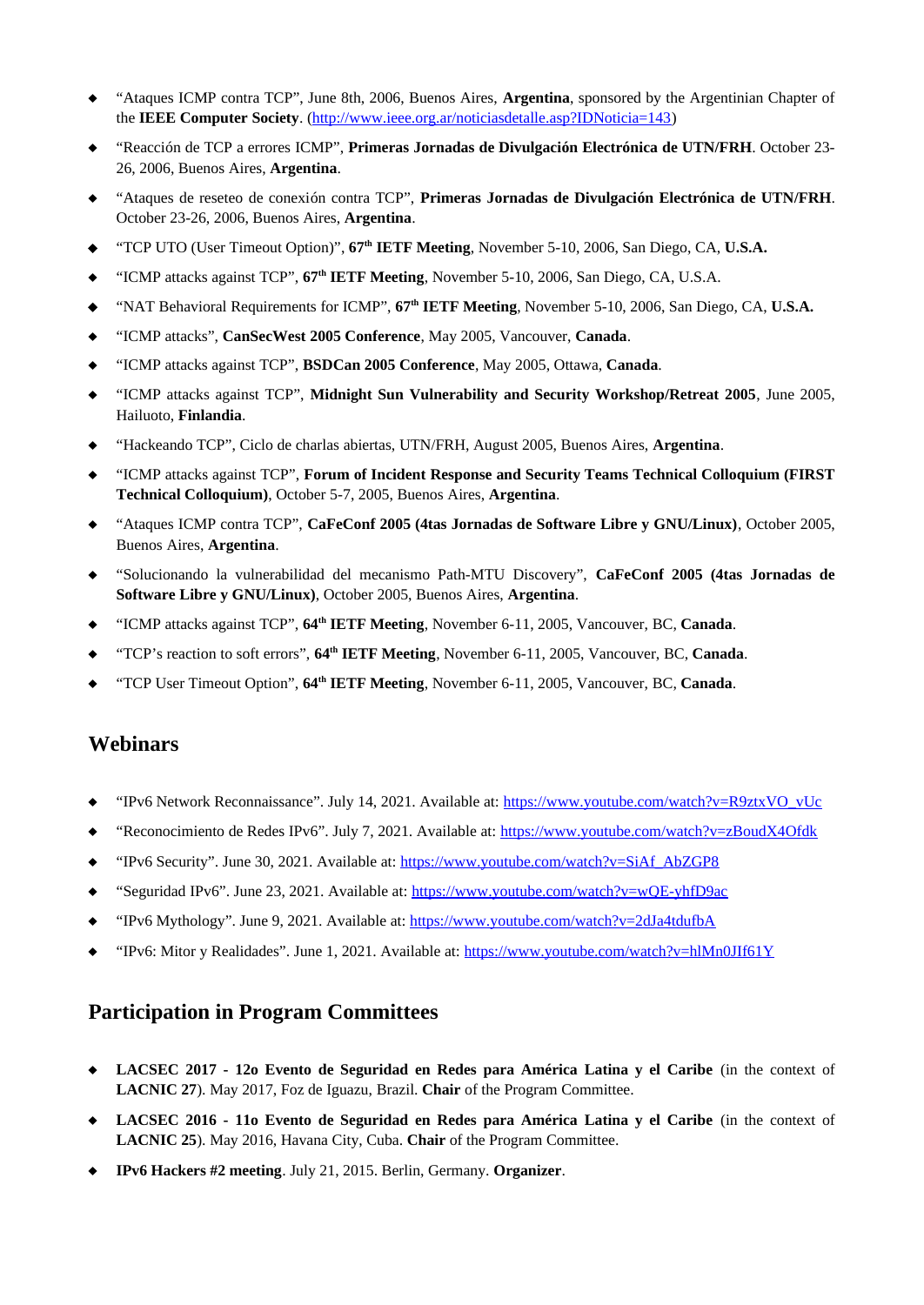- "Ataques ICMP contra TCP", June 8th, 2006, Buenos Aires, **Argentina**, sponsored by the Argentinian Chapter of the **IEEE Computer Society**. (http://www.ieee.org.ar/noticiasdetalle.asp?IDNoticia=143)
- "Reacción de TCP a errores ICMP", **Primeras Jornadas de Divulgación Electrónica de UTN/FRH**. October 23-26, 2006, Buenos Aires, **Argentina**.
- "Ataques de reseteo de conexión contra TCP", **Primeras Jornadas de Divulgación Electrónica de UTN/FRH**. October 23-26, 2006, Buenos Aires, **Argentina**.
- "TCP UTO (User Timeout Option)", **67th IETF Meeting**, November 5-10, 2006, San Diego, CA, **U.S.A.**
- "ICMP attacks against TCP", **67th IETF Meeting**, November 5-10, 2006, San Diego, CA, U.S.A.
- "NAT Behavioral Requirements for ICMP", **67th IETF Meeting**, November 5-10, 2006, San Diego, CA, **U.S.A.**
- "ICMP attacks", **CanSecWest 2005 Conference**, May 2005, Vancouver, **Canada**.
- "ICMP attacks against TCP", **BSDCan 2005 Conference**, May 2005, Ottawa, **Canada**.
- "ICMP attacks against TCP", **Midnight Sun Vulnerability and Security Workshop/Retreat 2005**, June 2005, Hailuoto, **Finlandia**.
- "Hackeando TCP", Ciclo de charlas abiertas, UTN/FRH, August 2005, Buenos Aires, **Argentina**.
- "ICMP attacks against TCP", **Forum of Incident Response and Security Teams Technical Colloquium (FIRST Technical Colloquium)**, October 5-7, 2005, Buenos Aires, **Argentina**.
- "Ataques ICMP contra TCP", **CaFeConf 2005 (4tas Jornadas de Software Libre y GNU/Linux)**, October 2005, Buenos Aires, **Argentina**.
- "Solucionando la vulnerabilidad del mecanismo Path-MTU Discovery", **CaFeConf 2005 (4tas Jornadas de Software Libre y GNU/Linux)**, October 2005, Buenos Aires, **Argentina**.
- "ICMP attacks against TCP", **64th IETF Meeting**, November 6-11, 2005, Vancouver, BC, **Canada**.
- "TCP's reaction to soft errors", **64th IETF Meeting**, November 6-11, 2005, Vancouver, BC, **Canada**.
- "TCP User Timeout Option", **64th IETF Meeting**, November 6-11, 2005, Vancouver, BC, **Canada**.

## Webinars

- "IPv6 Network Reconnaissance". July 14, 2021. Available at: https://www.youtube.com/watch?v=R9ztxVO_vUc
- "Reconocimiento de Redes IPv6". July 7, 2021. Available at: https://www.youtube.com/watch?v=zBoudX4Ofdk
- "IPv6 Security". June 30, 2021. Available at: https://www.youtube.com/watch?v=SiAf_AbZGP8
- "Seguridad IPv6". June 23, 2021. Available at: https://www.youtube.com/watch?v=wQE-yhfD9ac
- "IPv6 Mythology". June 9, 2021. Available at: https://www.youtube.com/watch?v=2dJa4tdufbA
- "IPv6: Mitor y Realidades". June 1, 2021. Available at: https://www.youtube.com/watch?v=hlMn0JIf61Y

## Participation in Program Committees

- **LACSEC 2017 - 12o Evento de Seguridad en Redes para América Latina y el Caribe** (in the context of **LACNIC 27**). May 2017, Foz de Iguazu, Brazil. **Chair** of the Program Committee.
- **LACSEC 2016 - 11o Evento de Seguridad en Redes para América Latina y el Caribe** (in the context of **LACNIC 25**). May 2016, Havana City, Cuba. **Chair** of the Program Committee.
- **IPv6 Hackers #2 meeting**. July 21, 2015. Berlin, Germany. **Organizer**.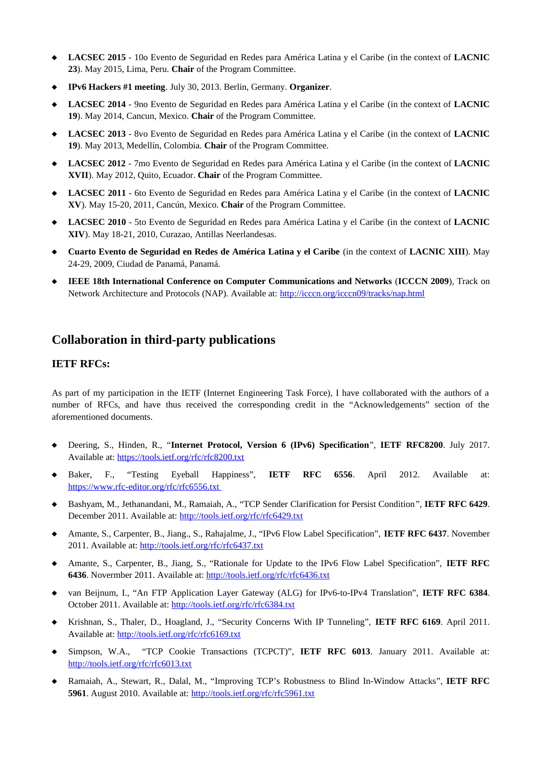- **LACSEC 2015** - 10o Evento de Seguridad en Redes para América Latina y el Caribe (in the context of **LACNIC 23**). May 2015, Lima, Peru. **Chair** of the Program Committee.
- **IPv6 Hackers #1 meeting**. July 30, 2013. Berlin, Germany. **Organizer**.
- **LACSEC 2014** - 9no Evento de Seguridad en Redes para América Latina y el Caribe (in the context of **LACNIC 19**). May 2014, Cancun, Mexico. **Chair** of the Program Committee.
- **LACSEC 2013** - 8vo Evento de Seguridad en Redes para América Latina y el Caribe (in the context of **LACNIC 19**). May 2013, Medellín, Colombia. **Chair** of the Program Committee.
- **LACSEC 2012** - 7mo Evento de Seguridad en Redes para América Latina y el Caribe (in the context of **LACNIC XVII**). May 2012, Quito, Ecuador. **Chair** of the Program Committee.
- **LACSEC 2011** - 6to Evento de Seguridad en Redes para América Latina y el Caribe (in the context of **LACNIC XV**). May 15-20, 2011, Cancún, Mexico. **Chair** of the Program Committee.
- **LACSEC 2010** - 5to Evento de Seguridad en Redes para América Latina y el Caribe (in the context of **LACNIC XIV**). May 18-21, 2010, Curazao, Antillas Neerlandesas.
- **Cuarto Evento de Seguridad en Redes de América Latina y el Caribe** (in the context of **LACNIC XIII**). May 24-29, 2009, Ciudad de Panamá, Panamá.
- **IEEE 18th International Conference on Computer Communications and Networks** (**ICCCN 2009**), Track on Network Architecture and Protocols (NAP). Available at: http://icccn.org/icccn09/tracks/nap.html

## Collaboration in third-party publications

### IETF RFCs:

As part of my participation in the IETF (Internet Engineering Task Force), I have collaborated with the authors of a number of RFCs, and have thus received the corresponding credit in the "Acknowledgements" section of the aforementioned documents.

- Deering, S., Hinden, R., "**Internet Protocol, Version 6 (IPv6) Specification**", **IETF RFC8200**. July 2017. Available at: https://tools.ietf.org/rfc/rfc8200.txt
- Baker, F., "Testing Eyeball Happiness", **IETF RFC 6556**. April 2012. Available at: https://www.rfc-editor.org/rfc/rfc6556.txt
- Bashyam, M., Jethanandani, M., Ramaiah, A., "TCP Sender Clarification for Persist Condition", **IETF RFC 6429**. December 2011. Available at: http://tools.ietf.org/rfc/rfc6429.txt
- Amante, S., Carpenter, B., Jiang., S., Rahajalme, J., "IPv6 Flow Label Specification", **IETF RFC 6437**. November 2011. Available at: http://tools.ietf.org/rfc/rfc6437.txt
- Amante, S., Carpenter, B., Jiang, S., "Rationale for Update to the IPv6 Flow Label Specification", **IETF RFC 6436**. Novermber 2011. Available at: http://tools.ietf.org/rfc/rfc6436.txt
- van Beijnum, I., "An FTP Application Layer Gateway (ALG) for IPv6-to-IPv4 Translation", **IETF RFC 6384**. October 2011. Available at: http://tools.ietf.org/rfc/rfc6384.txt
- Krishnan, S., Thaler, D., Hoagland, J., "Security Concerns With IP Tunneling", **IETF RFC 6169**. April 2011. Available at: http://tools.ietf.org/rfc/rfc6169.txt
- Simpson, W.A., "TCP Cookie Transactions (TCPCT)", **IETF RFC 6013**. January 2011. Available at: http://tools.ietf.org/rfc/rfc6013.txt
- Ramaiah, A., Stewart, R., Dalal, M., "Improving TCP's Robustness to Blind In-Window Attacks", **IETF RFC 5961**. August 2010. Available at: http://tools.ietf.org/rfc/rfc5961.txt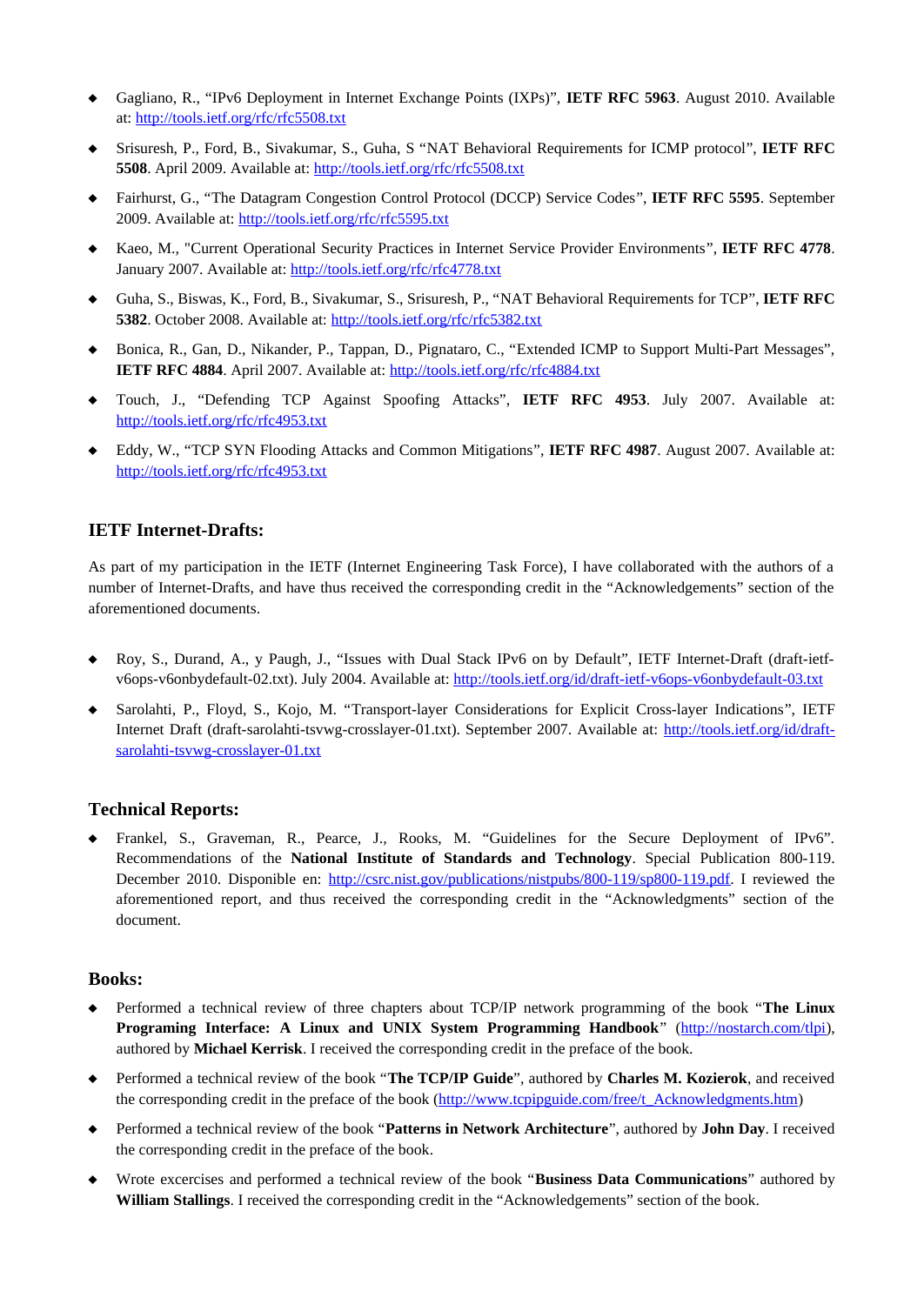- Gagliano, R., “IPv6 Deployment in Internet Exchange Points (IXPs)”, **IETF RFC 5963**. August 2010. Available at: http://tools.ietf.org/rfc/rfc5508.txt

- Srisuresh, P., Ford, B., Sivakumar, S., Guha, S “NAT Behavioral Requirements for ICMP protocol”, **IETF RFC 5508**. April 2009. Available at: http://tools.ietf.org/rfc/rfc5508.txt

- Fairhurst, G., “The Datagram Congestion Control Protocol (DCCP) Service Codes”, **IETF RFC 5595**. September 2009. Available at: http://tools.ietf.org/rfc/rfc5595.txt

- Kaeo, M., "Current Operational Security Practices in Internet Service Provider Environments”, **IETF RFC 4778**. January 2007. Available at: http://tools.ietf.org/rfc/rfc4778.txt

- Guha, S., Biswas, K., Ford, B., Sivakumar, S., Srisuresh, P., “NAT Behavioral Requirements for TCP”, **IETF RFC 5382**. October 2008. Available at: http://tools.ietf.org/rfc/rfc5382.txt

- Bonica, R., Gan, D., Nikander, P., Tappan, D., Pignataro, C., “Extended ICMP to Support Multi-Part Messages”, **IETF RFC 4884**. April 2007. Available at: http://tools.ietf.org/rfc/rfc4884.txt

- Touch, J., “Defending TCP Against Spoofing Attacks”, **IETF RFC 4953**. July 2007. Available at: http://tools.ietf.org/rfc/rfc4953.txt

- Eddy, W., “TCP SYN Flooding Attacks and Common Mitigations”, **IETF RFC 4987**. August 2007. Available at: http://tools.ietf.org/rfc/rfc4953.txt

## IETF Internet-Drafts:

As part of my participation in the IETF (Internet Engineering Task Force), I have collaborated with the authors of a number of Internet-Drafts, and have thus received the corresponding credit in the “Acknowledgements” section of the aforementioned documents.

- Roy, S., Durand, A., y Paugh, J., “Issues with Dual Stack IPv6 on by Default”, IETF Internet-Draft (draft-ietf-v6ops-v6onbydefault-02.txt). July 2004. Available at: http://tools.ietf.org/id/draft-ietf-v6ops-v6onbydefault-03.txt

- Sarolahti, P., Floyd, S., Kojo, M. “Transport-layer Considerations for Explicit Cross-layer Indications”, IETF Internet Draft (draft-sarolahti-tsvwg-crosslayer-01.txt). September 2007. Available at: http://tools.ietf.org/id/draft-sarolahti-tsvwg-crosslayer-01.txt

## Technical Reports:

- Frankel, S., Graveman, R., Pearce, J., Rooks, M. “Guidelines for the Secure Deployment of IPv6”. Recommendations of the **National Institute of Standards and Technology**. Special Publication 800-119. December 2010. Disponible en: http://csrc.nist.gov/publications/nistpubs/800-119/sp800-119.pdf. I reviewed the aforementioned report, and thus received the corresponding credit in the “Acknowledgments” section of the document.

## Books:

- Performed a technical review of three chapters about TCP/IP network programming of the book “**The Linux Programing Interface: A Linux and UNIX System Programming Handbook**” (http://nostarch.com/tlpi), authored by **Michael Kerrisk**. I received the corresponding credit in the preface of the book.

- Performed a technical review of the book “**The TCP/IP Guide**”, authored by **Charles M. Kozierok**, and received the corresponding credit in the preface of the book (http://www.tcpipguide.com/free/t_Acknowledgments.htm)

- Performed a technical review of the book “**Patterns in Network Architecture**”, authored by **John Day**. I received the corresponding credit in the preface of the book.

- Wrote excercises and performed a technical review of the book “**Business Data Communications**” authored by **William Stallings**. I received the corresponding credit in the “Acknowledgements” section of the book.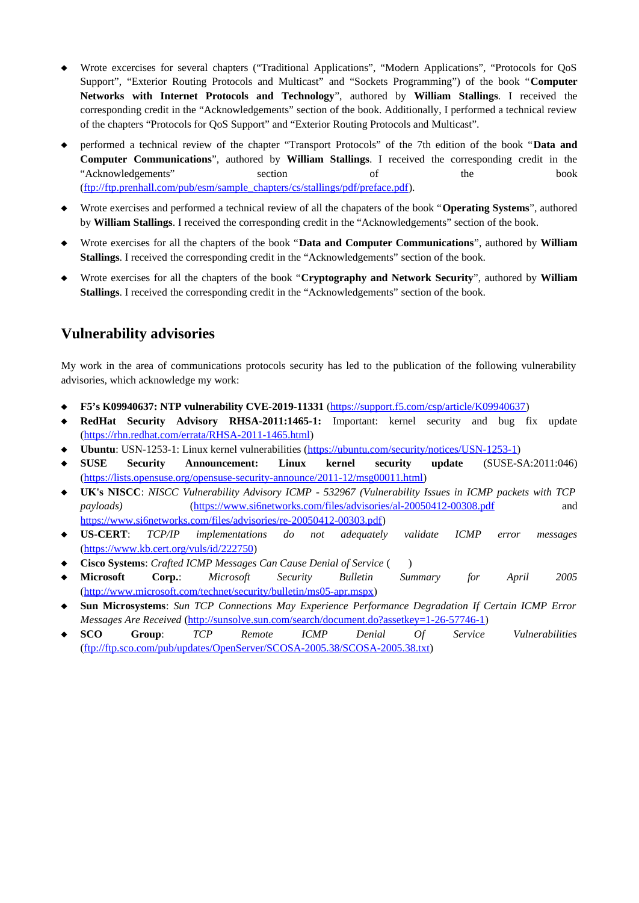- Wrote excercises for several chapters (“Traditional Applications”, “Modern Applications”, “Protocols for QoS Support”, “Exterior Routing Protocols and Multicast” and “Sockets Programming”) of the book “**Computer Networks with Internet Protocols and Technology**”, authored by **William Stallings**. I received the corresponding credit in the “Acknowledgements” section of the book. Additionally, I performed a technical review of the chapters “Protocols for QoS Support” and “Exterior Routing Protocols and Multicast”.
- performed a technical review of the chapter “Transport Protocols” of the 7th edition of the book “**Data and Computer Communications**”, authored by **William Stallings**. I received the corresponding credit in the “Acknowledgements” section of the book (ftp://ftp.prenhall.com/pub/esm/sample_chapters/cs/stallings/pdf/preface.pdf).
- Wrote exercises and performed a technical review of all the chapaters of the book “**Operating Systems**”, authored by **William Stallings**. I received the corresponding credit in the “Acknowledgements” section of the book.
- Wrote exercises for all the chapters of the book “**Data and Computer Communications**”, authored by **William Stallings**. I received the corresponding credit in the “Acknowledgements” section of the book.
- Wrote exercises for all the chapters of the book “**Cryptography and Network Security**”, authored by **William Stallings**. I received the corresponding credit in the “Acknowledgements” section of the book.

## Vulnerability advisories

My work in the area of communications protocols security has led to the publication of the following vulnerability advisories, which acknowledge my work:

- **F5’s K09940637: NTP vulnerability CVE-2019-11331** (https://support.f5.com/csp/article/K09940637)
- **RedHat Security Advisory RHSA-2011:1465-1:** Important: kernel security and bug fix update (https://rhn.redhat.com/errata/RHSA-2011-1465.html)
- **Ubuntu**: USN-1253-1: Linux kernel vulnerabilities (https://ubuntu.com/security/notices/USN-1253-1)
- **SUSE Security Announcement: Linux kernel security update** (SUSE-SA:2011:046) (https://lists.opensuse.org/opensuse-security-announce/2011-12/msg00011.html)
- **UK's NISCC**: *NISCC Vulnerability Advisory ICMP - 532967 (Vulnerability Issues in ICMP packets with TCP payloads)* (https://www.si6networks.com/files/advisories/al-20050412-00308.pdf and https://www.si6networks.com/files/advisories/re-20050412-00303.pdf)
- **US-CERT**: *TCP/IP implementations do not adequately validate ICMP error messages* (https://www.kb.cert.org/vuls/id/222750)
- **Cisco Systems**: *Crafted ICMP Messages Can Cause Denial of Service* ( )
- **Microsoft Corp.**: *Microsoft Security Bulletin Summary for April 2005* (http://www.microsoft.com/technet/security/bulletin/ms05-apr.mspx)
- **Sun Microsystems**: *Sun TCP Connections May Experience Performance Degradation If Certain ICMP Error Messages Are Received* (http://sunsolve.sun.com/search/document.do?assetkey=1-26-57746-1)
- **SCO Group**: *TCP Remote ICMP Denial Of Service Vulnerabilities* (ftp://ftp.sco.com/pub/updates/OpenServer/SCOSA-2005.38/SCOSA-2005.38.txt)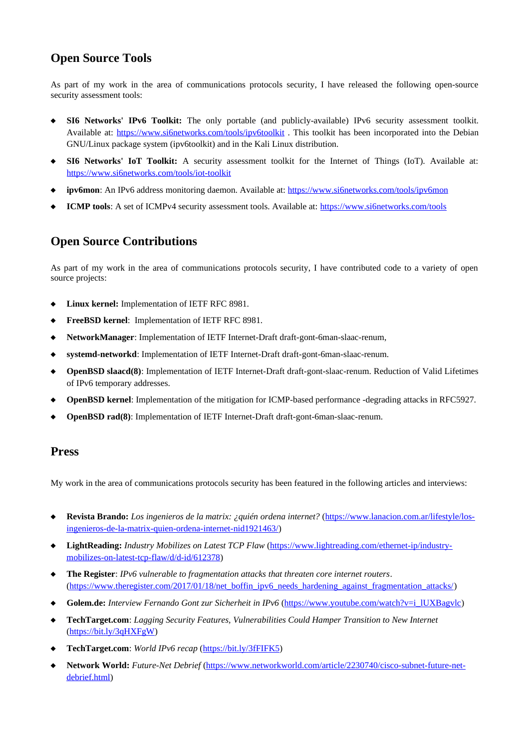## Open Source Tools

As part of my work in the area of communications protocols security, I have released the following open-source security assessment tools:

- **SI6 Networks' IPv6 Toolkit:** The only portable (and publicly-available) IPv6 security assessment toolkit. Available at: https://www.si6networks.com/tools/ipv6toolkit . This toolkit has been incorporated into the Debian GNU/Linux package system (ipv6toolkit) and in the Kali Linux distribution.
- **SI6 Networks' IoT Toolkit:** A security assessment toolkit for the Internet of Things (IoT). Available at: https://www.si6networks.com/tools/iot-toolkit
- **ipv6mon**: An IPv6 address monitoring daemon. Available at: https://www.si6networks.com/tools/ipv6mon
- **ICMP tools**: A set of ICMPv4 security assessment tools. Available at: https://www.si6networks.com/tools

## Open Source Contributions

As part of my work in the area of communications protocols security, I have contributed code to a variety of open source projects:

- **Linux kernel:** Implementation of IETF RFC 8981.
- **FreeBSD kernel**: Implementation of IETF RFC 8981.
- **NetworkManager**: Implementation of IETF Internet-Draft draft-gont-6man-slaac-renum,
- **systemd-networkd**: Implementation of IETF Internet-Draft draft-gont-6man-slaac-renum.
- **OpenBSD slaacd(8)**: Implementation of IETF Internet-Draft draft-gont-slaac-renum. Reduction of Valid Lifetimes of IPv6 temporary addresses.
- **OpenBSD kernel**: Implementation of the mitigation for ICMP-based performance -degrading attacks in RFC5927.
- **OpenBSD rad(8)**: Implementation of IETF Internet-Draft draft-gont-6man-slaac-renum.

## Press

My work in the area of communications protocols security has been featured in the following articles and interviews:

- **Revista Brando:** *Los ingenieros de la matrix: ¿quién ordena internet?* (https://www.lanacion.com.ar/lifestyle/los-ingenieros-de-la-matrix-quien-ordena-internet-nid1921463/)
- **LightReading:** *Industry Mobilizes on Latest TCP Flaw* (https://www.lightreading.com/ethernet-ip/industry-mobilizes-on-latest-tcp-flaw/d/d-id/612378)
- **The Register**: *IPv6 vulnerable to fragmentation attacks that threaten core internet routers*. (https://www.theregister.com/2017/01/18/net_boffin_ipv6_needs_hardening_against_fragmentation_attacks/)
- **Golem.de:** *Interview Fernando Gont zur Sicherheit in IPv6* (https://www.youtube.com/watch?v=i_lUXBagvlc)
- **TechTarget.com**: *Lagging Security Features, Vulnerabilities Could Hamper Transition to New Internet* (https://bit.ly/3qHXFgW)
- **TechTarget.com**: *World IPv6 recap* (https://bit.ly/3fFIFK5)
- **Network World:** *Future-Net Debrief* (https://www.networkworld.com/article/2230740/cisco-subnet-future-net-debrief.html)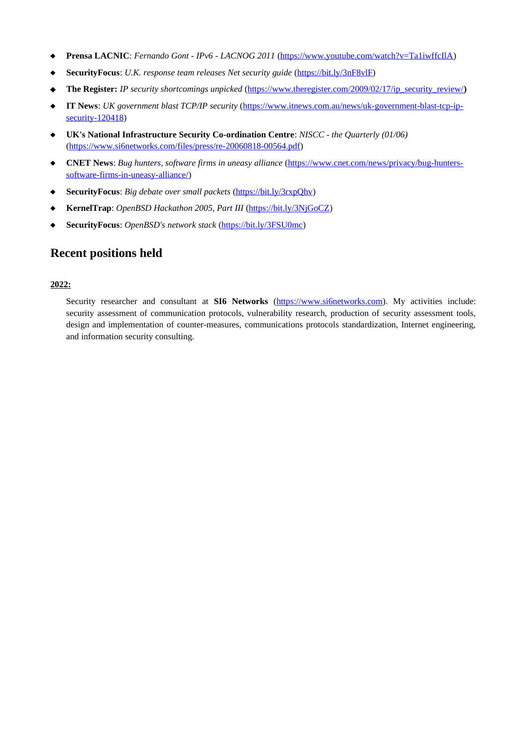- **Prensa LACNIC**: *Fernando Gont - IPv6 - LACNOG 2011* (https://www.youtube.com/watch?v=Ta1iwffcIlA)
- **SecurityFocus**: *U.K. response team releases Net security guide* (https://bit.ly/3nF8vlF)
- **The Register:** *IP security shortcomings unpicked* (https://www.theregister.com/2009/02/17/ip_security_review/)
- **IT News**: *UK government blast TCP/IP security* (https://www.itnews.com.au/news/uk-government-blast-tcp-ip-security-120418)
- **UK's National Infrastructure Security Co-ordination Centre**: *NISCC - the Quarterly (01/06)* (https://www.si6networks.com/files/press/re-20060818-00564.pdf)
- **CNET News**: *Bug hunters, software firms in uneasy alliance* (https://www.cnet.com/news/privacy/bug-hunters-software-firms-in-uneasy-alliance/)
- **SecurityFocus**: *Big debate over small packets* (https://bit.ly/3rxpQhv)
- **KernelTrap**: *OpenBSD Hackathon 2005, Part III* (https://bit.ly/3NjGoCZ)
- **SecurityFocus**: *OpenBSD's network stack* (https://bit.ly/3FSU0mc)

## Recent positions held

**2022:**

Security researcher and consultant at **SI6 Networks** (https://www.si6networks.com). My activities include: security assessment of communication protocols, vulnerability research, production of security assessment tools, design and implementation of counter-measures, communications protocols standardization, Internet engineering, and information security consulting.